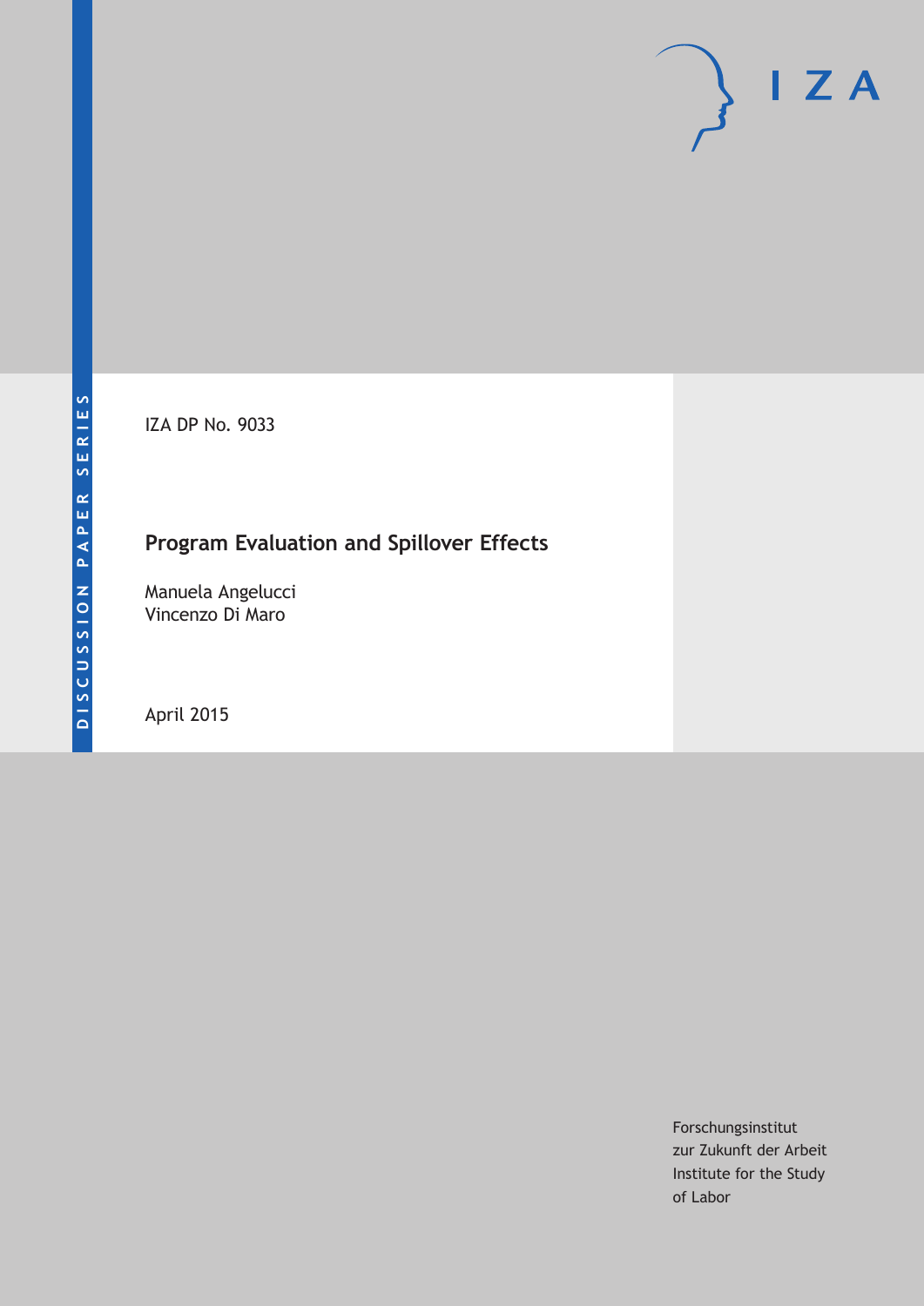IZA

DISCUSSION PAPER SERIES

IZA DP No. 9033

# Program Evaluation and Spillover Effects

Manuela Angelucci
Vincenzo Di Maro

April 2015

Forschungsinstitut
zur Zukunft der Arbeit
Institute for the Study
of Labor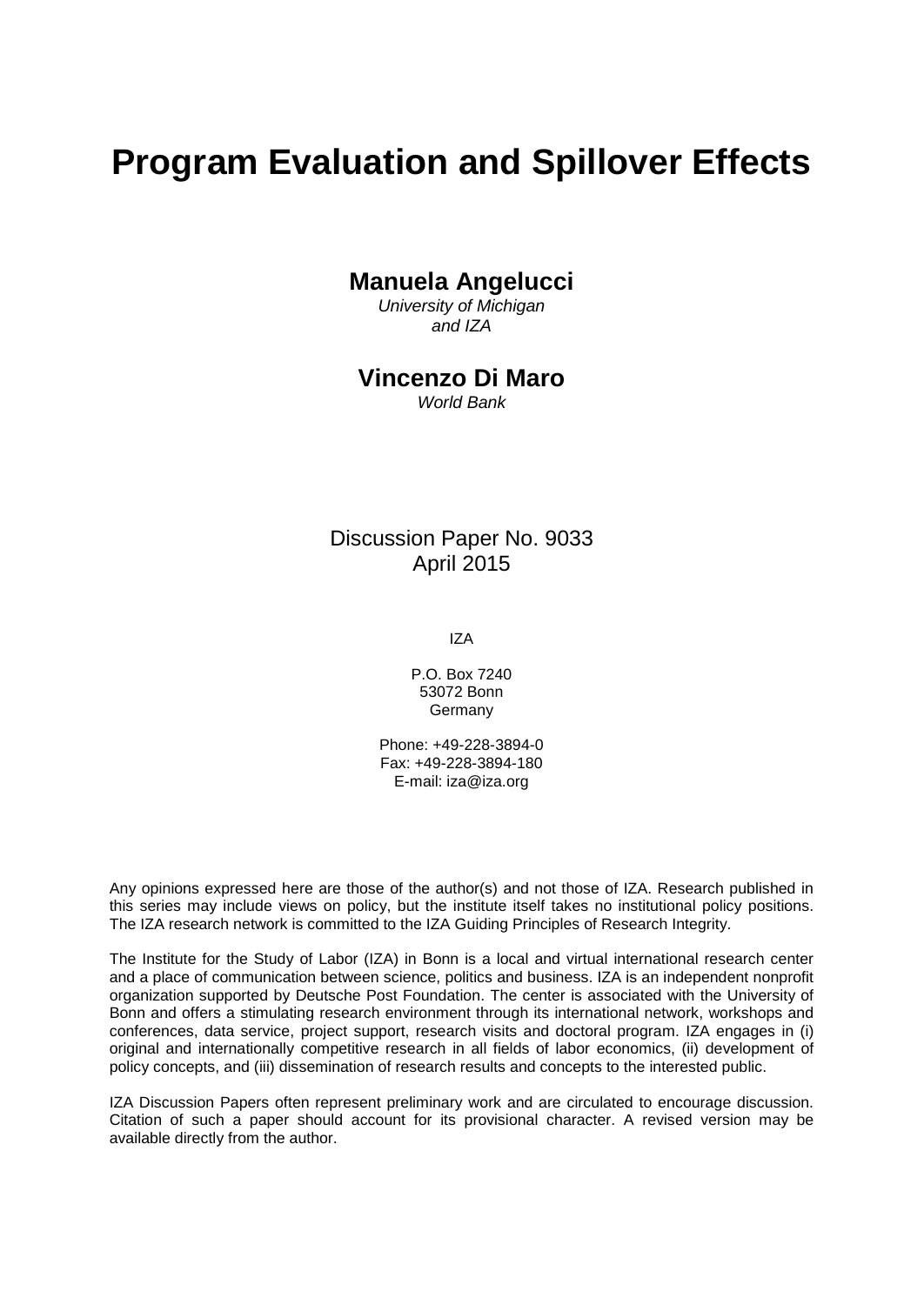# Program Evaluation and Spillover Effects

**Manuela Angelucci**

*University of Michigan and IZA*

**Vincenzo Di Maro**

*World Bank*

Discussion Paper No. 9033
April 2015

IZA

P.O. Box 7240
53072 Bonn
Germany

Phone: +49-228-3894-0
Fax: +49-228-3894-180
E-mail: iza@iza.org

Any opinions expressed here are those of the author(s) and not those of IZA. Research published in this series may include views on policy, but the institute itself takes no institutional policy positions. The IZA research network is committed to the IZA Guiding Principles of Research Integrity.

The Institute for the Study of Labor (IZA) in Bonn is a local and virtual international research center and a place of communication between science, politics and business. IZA is an independent nonprofit organization supported by Deutsche Post Foundation. The center is associated with the University of Bonn and offers a stimulating research environment through its international network, workshops and conferences, data service, project support, research visits and doctoral program. IZA engages in (i) original and internationally competitive research in all fields of labor economics, (ii) development of policy concepts, and (iii) dissemination of research results and concepts to the interested public.

IZA Discussion Papers often represent preliminary work and are circulated to encourage discussion. Citation of such a paper should account for its provisional character. A revised version may be available directly from the author.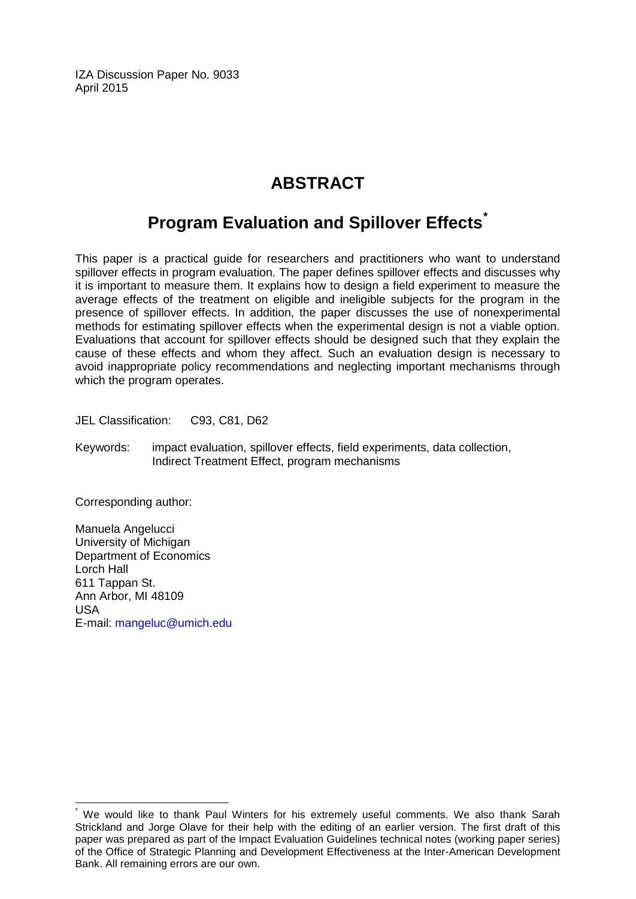IZA Discussion Paper No. 9033
April 2015

# ABSTRACT

## Program Evaluation and Spillover Effects*

This paper is a practical guide for researchers and practitioners who want to understand spillover effects in program evaluation. The paper defines spillover effects and discusses why it is important to measure them. It explains how to design a field experiment to measure the average effects of the treatment on eligible and ineligible subjects for the program in the presence of spillover effects. In addition, the paper discusses the use of nonexperimental methods for estimating spillover effects when the experimental design is not a viable option. Evaluations that account for spillover effects should be designed such that they explain the cause of these effects and whom they affect. Such an evaluation design is necessary to avoid inappropriate policy recommendations and neglecting important mechanisms through which the program operates.

JEL Classification: C93, C81, D62

Keywords: impact evaluation, spillover effects, field experiments, data collection, Indirect Treatment Effect, program mechanisms

Corresponding author:

Manuela Angelucci
University of Michigan
Department of Economics
Lorch Hall
611 Tappan St.
Ann Arbor, MI 48109
USA
E-mail: mangeluc@umich.edu

---

* We would like to thank Paul Winters for his extremely useful comments. We also thank Sarah Strickland and Jorge Olave for their help with the editing of an earlier version. The first draft of this paper was prepared as part of the Impact Evaluation Guidelines technical notes (working paper series) of the Office of Strategic Planning and Development Effectiveness at the Inter-American Development Bank. All remaining errors are our own.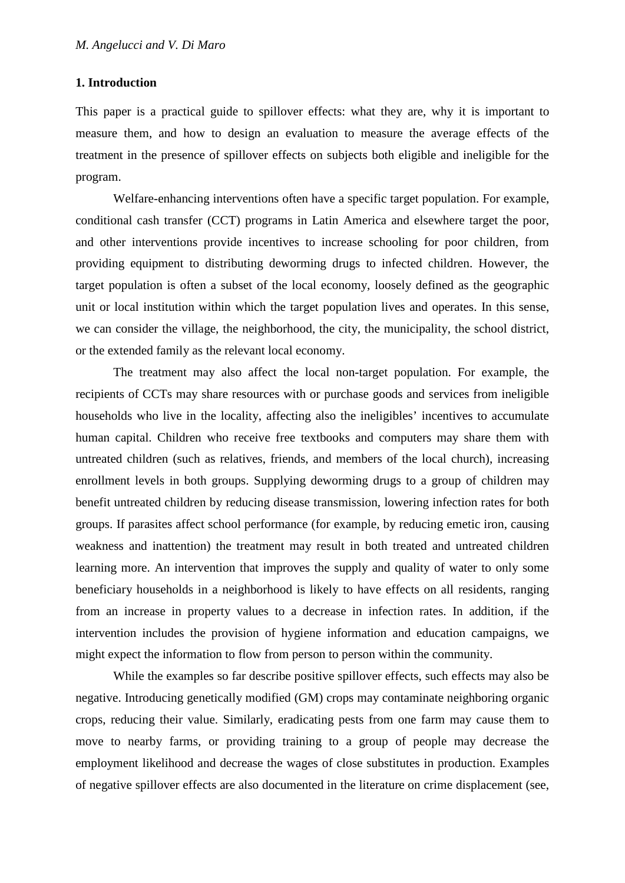## 1. Introduction

This paper is a practical guide to spillover effects: what they are, why it is important to measure them, and how to design an evaluation to measure the average effects of the treatment in the presence of spillover effects on subjects both eligible and ineligible for the program.

Welfare-enhancing interventions often have a specific target population. For example, conditional cash transfer (CCT) programs in Latin America and elsewhere target the poor, and other interventions provide incentives to increase schooling for poor children, from providing equipment to distributing deworming drugs to infected children. However, the target population is often a subset of the local economy, loosely defined as the geographic unit or local institution within which the target population lives and operates. In this sense, we can consider the village, the neighborhood, the city, the municipality, the school district, or the extended family as the relevant local economy.

The treatment may also affect the local non-target population. For example, the recipients of CCTs may share resources with or purchase goods and services from ineligible households who live in the locality, affecting also the ineligibles' incentives to accumulate human capital. Children who receive free textbooks and computers may share them with untreated children (such as relatives, friends, and members of the local church), increasing enrollment levels in both groups. Supplying deworming drugs to a group of children may benefit untreated children by reducing disease transmission, lowering infection rates for both groups. If parasites affect school performance (for example, by reducing emetic iron, causing weakness and inattention) the treatment may result in both treated and untreated children learning more. An intervention that improves the supply and quality of water to only some beneficiary households in a neighborhood is likely to have effects on all residents, ranging from an increase in property values to a decrease in infection rates. In addition, if the intervention includes the provision of hygiene information and education campaigns, we might expect the information to flow from person to person within the community.

While the examples so far describe positive spillover effects, such effects may also be negative. Introducing genetically modified (GM) crops may contaminate neighboring organic crops, reducing their value. Similarly, eradicating pests from one farm may cause them to move to nearby farms, or providing training to a group of people may decrease the employment likelihood and decrease the wages of close substitutes in production. Examples of negative spillover effects are also documented in the literature on crime displacement (see,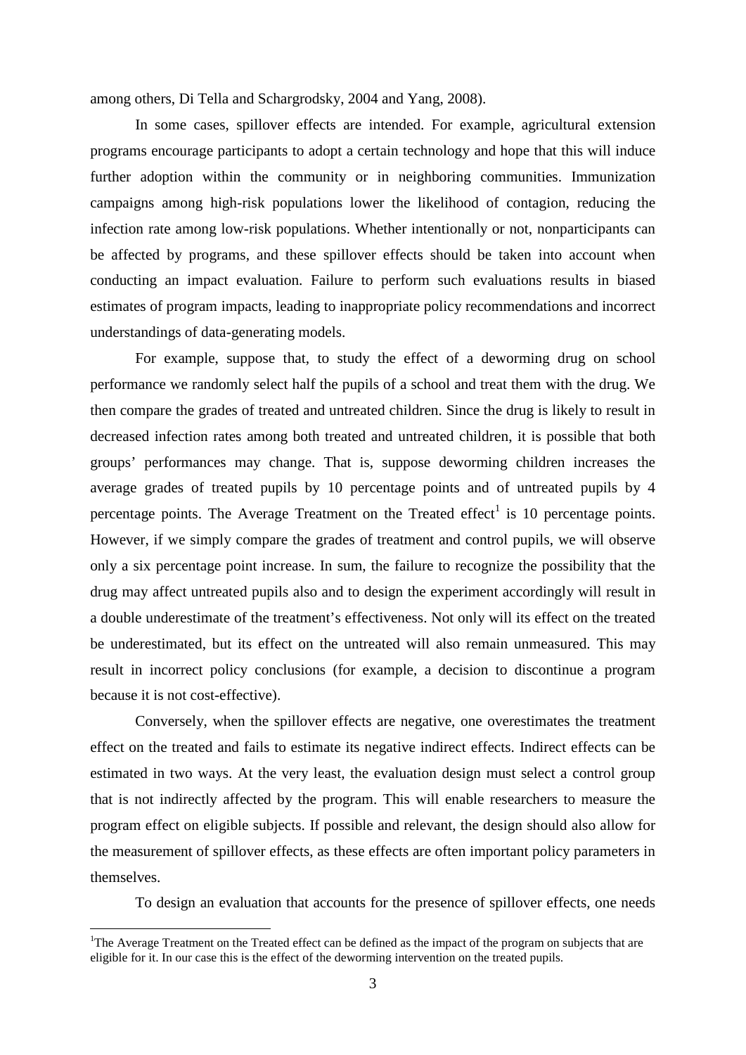among others, Di Tella and Schargrodsky, 2004 and Yang, 2008).

In some cases, spillover effects are intended. For example, agricultural extension programs encourage participants to adopt a certain technology and hope that this will induce further adoption within the community or in neighboring communities. Immunization campaigns among high-risk populations lower the likelihood of contagion, reducing the infection rate among low-risk populations. Whether intentionally or not, nonparticipants can be affected by programs, and these spillover effects should be taken into account when conducting an impact evaluation. Failure to perform such evaluations results in biased estimates of program impacts, leading to inappropriate policy recommendations and incorrect understandings of data-generating models.

For example, suppose that, to study the effect of a deworming drug on school performance we randomly select half the pupils of a school and treat them with the drug. We then compare the grades of treated and untreated children. Since the drug is likely to result in decreased infection rates among both treated and untreated children, it is possible that both groups' performances may change. That is, suppose deworming children increases the average grades of treated pupils by 10 percentage points and of untreated pupils by 4 percentage points. The Average Treatment on the Treated effect[1] is 10 percentage points. However, if we simply compare the grades of treatment and control pupils, we will observe only a six percentage point increase. In sum, the failure to recognize the possibility that the drug may affect untreated pupils also and to design the experiment accordingly will result in a double underestimate of the treatment's effectiveness. Not only will its effect on the treated be underestimated, but its effect on the untreated will also remain unmeasured. This may result in incorrect policy conclusions (for example, a decision to discontinue a program because it is not cost-effective).

Conversely, when the spillover effects are negative, one overestimates the treatment effect on the treated and fails to estimate its negative indirect effects. Indirect effects can be estimated in two ways. At the very least, the evaluation design must select a control group that is not indirectly affected by the program. This will enable researchers to measure the program effect on eligible subjects. If possible and relevant, the design should also allow for the measurement of spillover effects, as these effects are often important policy parameters in themselves.

To design an evaluation that accounts for the presence of spillover effects, one needs

[1]The Average Treatment on the Treated effect can be defined as the impact of the program on subjects that are eligible for it. In our case this is the effect of the deworming intervention on the treated pupils.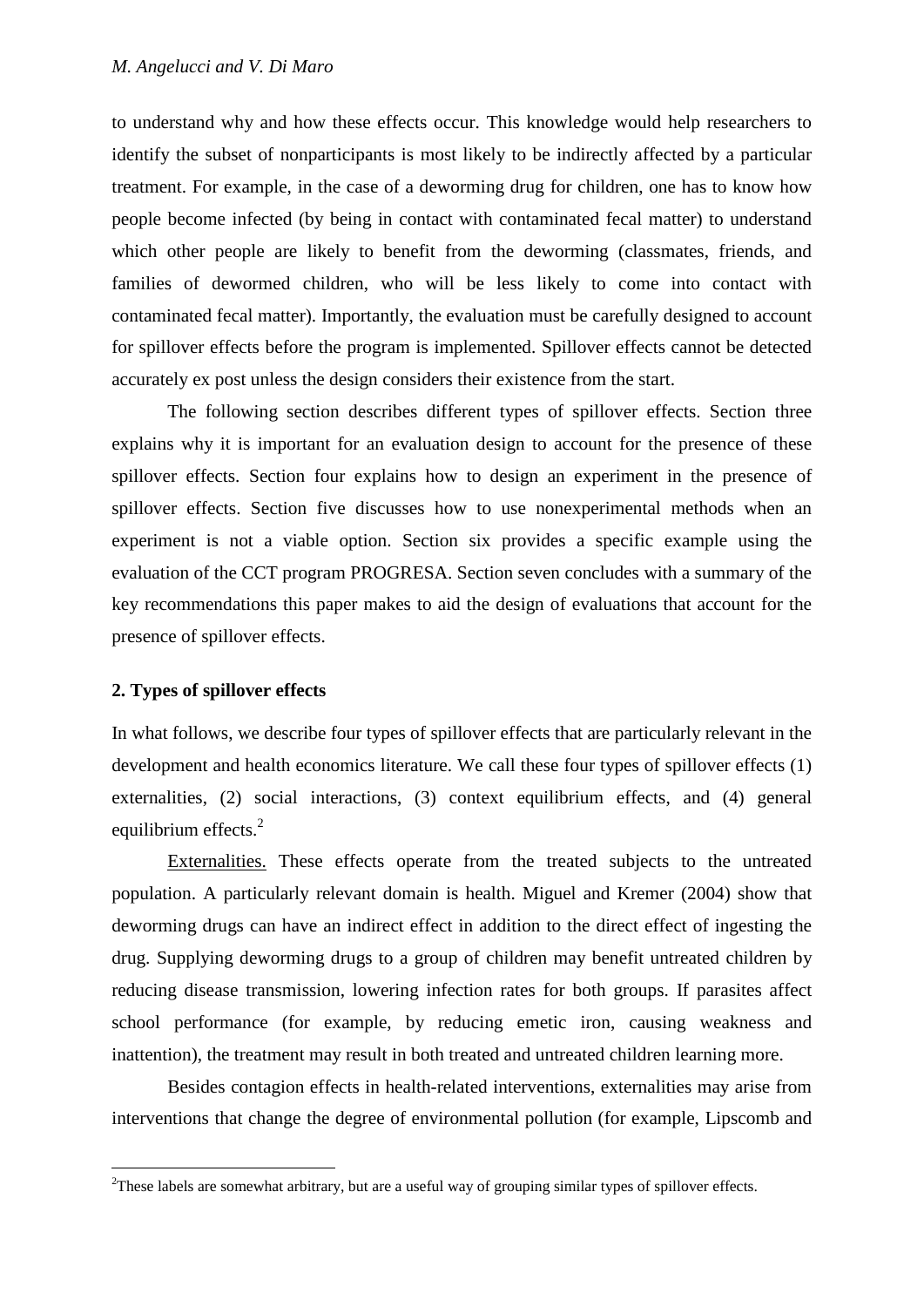to understand why and how these effects occur. This knowledge would help researchers to identify the subset of nonparticipants is most likely to be indirectly affected by a particular treatment. For example, in the case of a deworming drug for children, one has to know how people become infected (by being in contact with contaminated fecal matter) to understand which other people are likely to benefit from the deworming (classmates, friends, and families of dewormed children, who will be less likely to come into contact with contaminated fecal matter). Importantly, the evaluation must be carefully designed to account for spillover effects before the program is implemented. Spillover effects cannot be detected accurately ex post unless the design considers their existence from the start.

The following section describes different types of spillover effects. Section three explains why it is important for an evaluation design to account for the presence of these spillover effects. Section four explains how to design an experiment in the presence of spillover effects. Section five discusses how to use nonexperimental methods when an experiment is not a viable option. Section six provides a specific example using the evaluation of the CCT program PROGRESA. Section seven concludes with a summary of the key recommendations this paper makes to aid the design of evaluations that account for the presence of spillover effects.

## 2. Types of spillover effects

In what follows, we describe four types of spillover effects that are particularly relevant in the development and health economics literature. We call these four types of spillover effects (1) externalities, (2) social interactions, (3) context equilibrium effects, and (4) general equilibrium effects.[2]

Externalities. These effects operate from the treated subjects to the untreated population. A particularly relevant domain is health. Miguel and Kremer (2004) show that deworming drugs can have an indirect effect in addition to the direct effect of ingesting the drug. Supplying deworming drugs to a group of children may benefit untreated children by reducing disease transmission, lowering infection rates for both groups. If parasites affect school performance (for example, by reducing emetic iron, causing weakness and inattention), the treatment may result in both treated and untreated children learning more.

Besides contagion effects in health-related interventions, externalities may arise from interventions that change the degree of environmental pollution (for example, Lipscomb and

[2] These labels are somewhat arbitrary, but are a useful way of grouping similar types of spillover effects.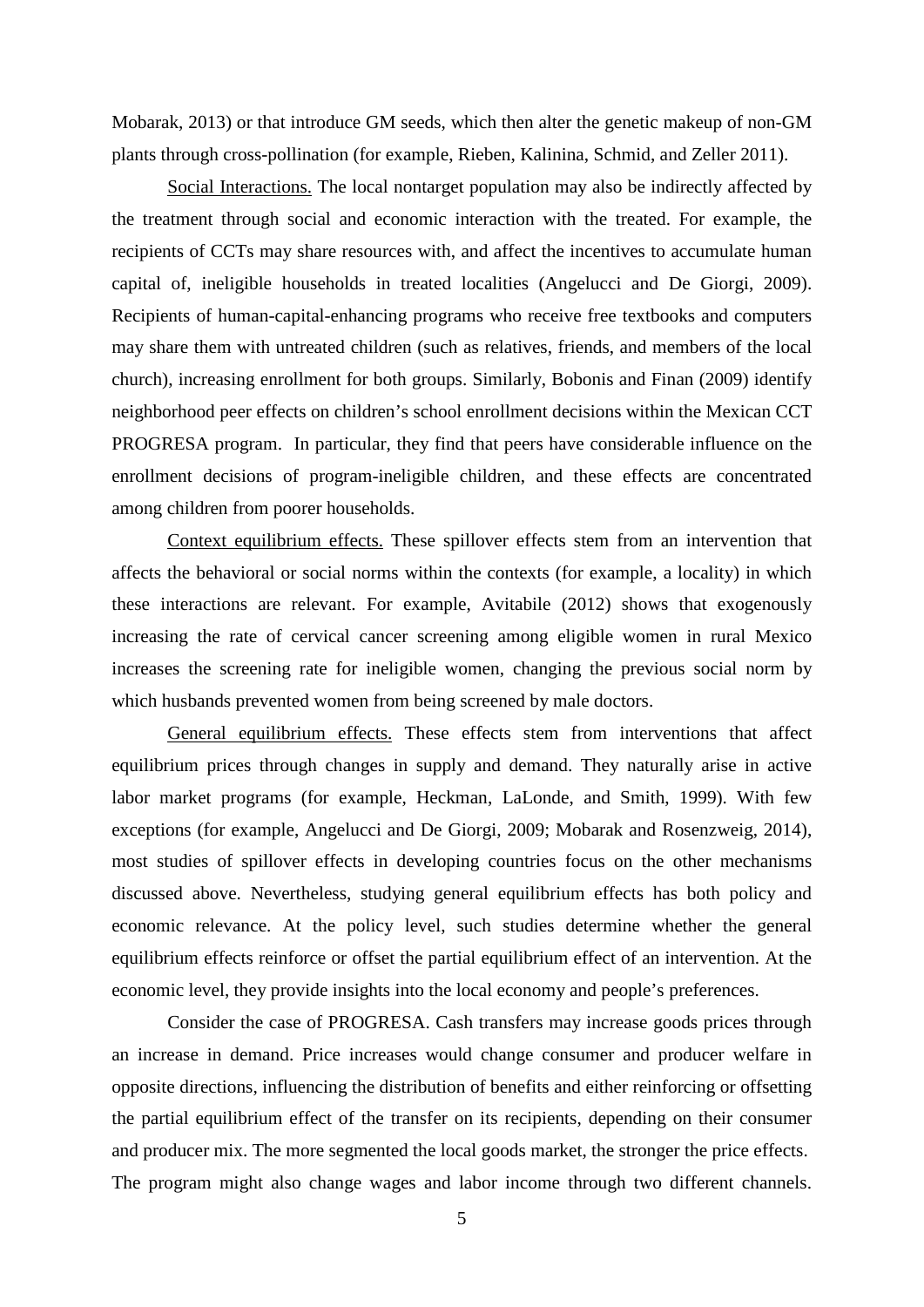Mobarak, 2013) or that introduce GM seeds, which then alter the genetic makeup of non-GM plants through cross-pollination (for example, Rieben, Kalinina, Schmid, and Zeller 2011).

Social Interactions. The local nontarget population may also be indirectly affected by the treatment through social and economic interaction with the treated. For example, the recipients of CCTs may share resources with, and affect the incentives to accumulate human capital of, ineligible households in treated localities (Angelucci and De Giorgi, 2009). Recipients of human-capital-enhancing programs who receive free textbooks and computers may share them with untreated children (such as relatives, friends, and members of the local church), increasing enrollment for both groups. Similarly, Bobonis and Finan (2009) identify neighborhood peer effects on children's school enrollment decisions within the Mexican CCT PROGRESA program. In particular, they find that peers have considerable influence on the enrollment decisions of program-ineligible children, and these effects are concentrated among children from poorer households.

Context equilibrium effects. These spillover effects stem from an intervention that affects the behavioral or social norms within the contexts (for example, a locality) in which these interactions are relevant. For example, Avitabile (2012) shows that exogenously increasing the rate of cervical cancer screening among eligible women in rural Mexico increases the screening rate for ineligible women, changing the previous social norm by which husbands prevented women from being screened by male doctors.

General equilibrium effects. These effects stem from interventions that affect equilibrium prices through changes in supply and demand. They naturally arise in active labor market programs (for example, Heckman, LaLonde, and Smith, 1999). With few exceptions (for example, Angelucci and De Giorgi, 2009; Mobarak and Rosenzweig, 2014), most studies of spillover effects in developing countries focus on the other mechanisms discussed above. Nevertheless, studying general equilibrium effects has both policy and economic relevance. At the policy level, such studies determine whether the general equilibrium effects reinforce or offset the partial equilibrium effect of an intervention. At the economic level, they provide insights into the local economy and people's preferences.

Consider the case of PROGRESA. Cash transfers may increase goods prices through an increase in demand. Price increases would change consumer and producer welfare in opposite directions, influencing the distribution of benefits and either reinforcing or offsetting the partial equilibrium effect of the transfer on its recipients, depending on their consumer and producer mix. The more segmented the local goods market, the stronger the price effects. The program might also change wages and labor income through two different channels.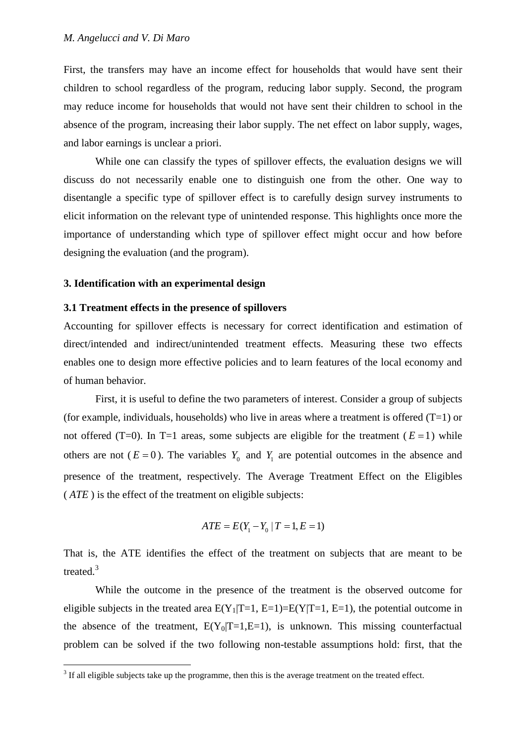First, the transfers may have an income effect for households that would have sent their children to school regardless of the program, reducing labor supply. Second, the program may reduce income for households that would not have sent their children to school in the absence of the program, increasing their labor supply. The net effect on labor supply, wages, and labor earnings is unclear a priori.

While one can classify the types of spillover effects, the evaluation designs we will discuss do not necessarily enable one to distinguish one from the other. One way to disentangle a specific type of spillover effect is to carefully design survey instruments to elicit information on the relevant type of unintended response. This highlights once more the importance of understanding which type of spillover effect might occur and how before designing the evaluation (and the program).

## 3. Identification with an experimental design

### 3.1 Treatment effects in the presence of spillovers

Accounting for spillover effects is necessary for correct identification and estimation of direct/intended and indirect/unintended treatment effects. Measuring these two effects enables one to design more effective policies and to learn features of the local economy and of human behavior.

First, it is useful to define the two parameters of interest. Consider a group of subjects (for example, individuals, households) who live in areas where a treatment is offered (T=1) or not offered (T=0). In T=1 areas, some subjects are eligible for the treatment ($E=1$) while others are not ($E=0$). The variables $Y_0$ and $Y_1$ are potential outcomes in the absence and presence of the treatment, respectively. The Average Treatment Effect on the Eligibles ($ATE$) is the effect of the treatment on eligible subjects:

$$ATE = E(Y_1 - Y_0 \mid T=1, E=1)$$

That is, the ATE identifies the effect of the treatment on subjects that are meant to be treated.[3]

While the outcome in the presence of the treatment is the observed outcome for eligible subjects in the treated area $E(Y_1|T=1, E=1)=E(Y|T=1, E=1)$, the potential outcome in the absence of the treatment, $E(Y_0|T=1,E=1)$, is unknown. This missing counterfactual problem can be solved if the two following non-testable assumptions hold: first, that the

[3] If all eligible subjects take up the programme, then this is the average treatment on the treated effect.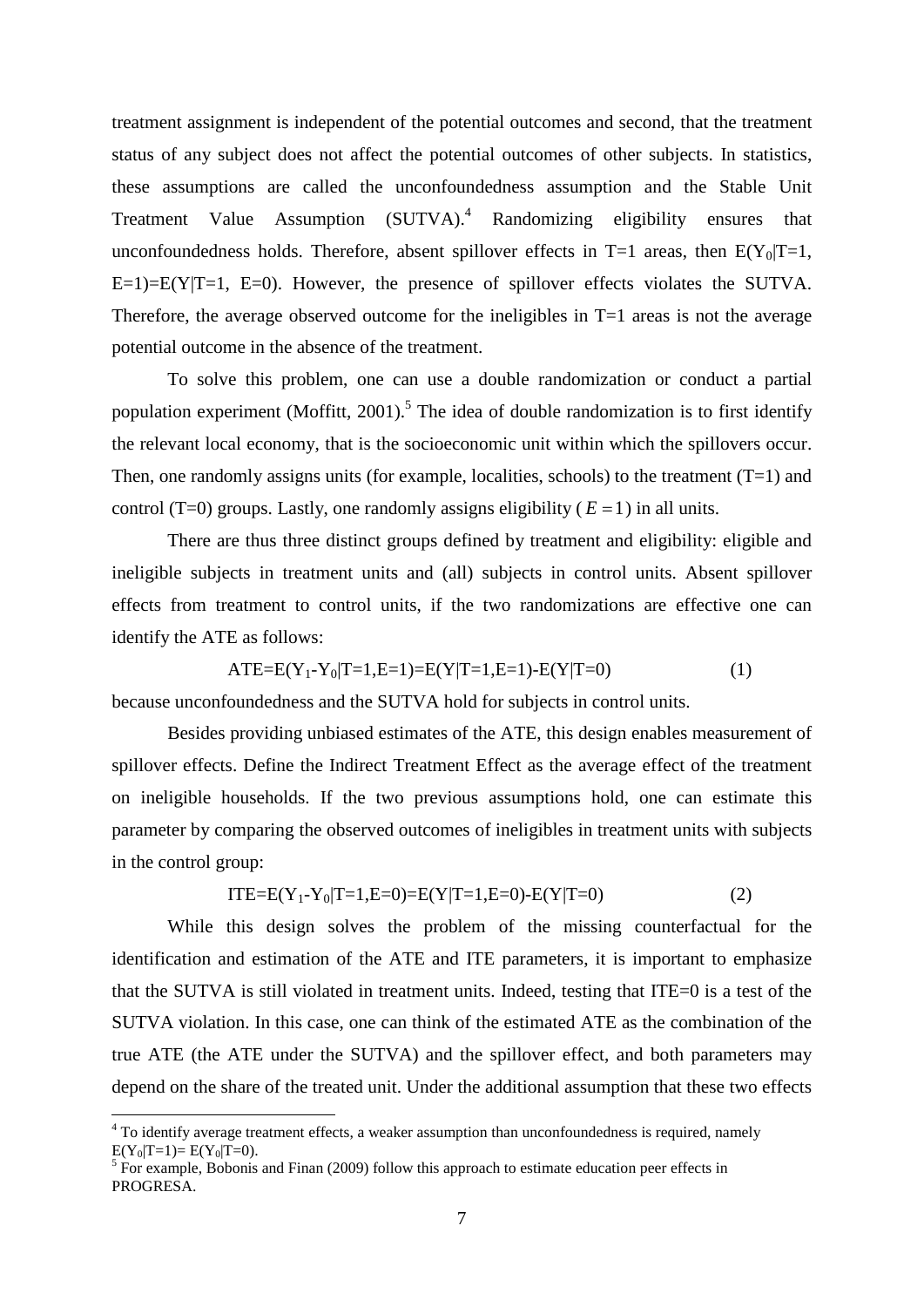treatment assignment is independent of the potential outcomes and second, that the treatment status of any subject does not affect the potential outcomes of other subjects. In statistics, these assumptions are called the unconfoundedness assumption and the Stable Unit Treatment Value Assumption (SUTVA).[4] Randomizing eligibility ensures that unconfoundedness holds. Therefore, absent spillover effects in T=1 areas, then $E(Y_0|T=1, E=1)=E(Y|T=1, E=0)$. However, the presence of spillover effects violates the SUTVA. Therefore, the average observed outcome for the ineligibles in T=1 areas is not the average potential outcome in the absence of the treatment.

To solve this problem, one can use a double randomization or conduct a partial population experiment (Moffitt, 2001).[5] The idea of double randomization is to first identify the relevant local economy, that is the socioeconomic unit within which the spillovers occur. Then, one randomly assigns units (for example, localities, schools) to the treatment (T=1) and control (T=0) groups. Lastly, one randomly assigns eligibility ($E=1$) in all units.

There are thus three distinct groups defined by treatment and eligibility: eligible and ineligible subjects in treatment units and (all) subjects in control units. Absent spillover effects from treatment to control units, if the two randomizations are effective one can identify the ATE as follows:

$$\text{ATE}=E(Y_1-Y_0|T=1,E=1)=E(Y|T=1,E=1)-E(Y|T=0) \qquad (1)$$

because unconfoundedness and the SUTVA hold for subjects in control units.

Besides providing unbiased estimates of the ATE, this design enables measurement of spillover effects. Define the Indirect Treatment Effect as the average effect of the treatment on ineligible households. If the two previous assumptions hold, one can estimate this parameter by comparing the observed outcomes of ineligibles in treatment units with subjects in the control group:

$$\text{ITE}=E(Y_1-Y_0|T=1,E=0)=E(Y|T=1,E=0)-E(Y|T=0) \qquad (2)$$

While this design solves the problem of the missing counterfactual for the identification and estimation of the ATE and ITE parameters, it is important to emphasize that the SUTVA is still violated in treatment units. Indeed, testing that ITE=0 is a test of the SUTVA violation. In this case, one can think of the estimated ATE as the combination of the true ATE (the ATE under the SUTVA) and the spillover effect, and both parameters may depend on the share of the treated unit. Under the additional assumption that these two effects

---

[4] To identify average treatment effects, a weaker assumption than unconfoundedness is required, namely $E(Y_0|T=1)= E(Y_0|T=0)$.

[5] For example, Bobonis and Finan (2009) follow this approach to estimate education peer effects in PROGRESA.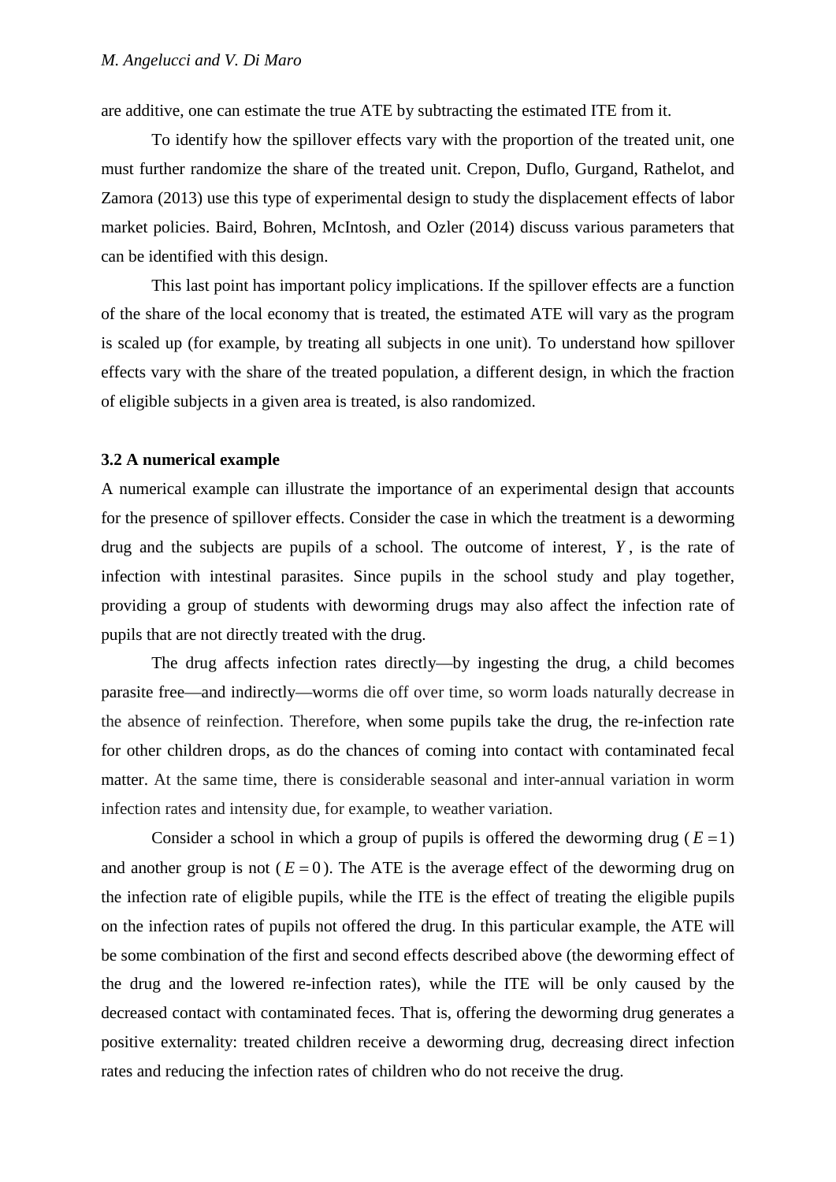are additive, one can estimate the true ATE by subtracting the estimated ITE from it.

To identify how the spillover effects vary with the proportion of the treated unit, one must further randomize the share of the treated unit. Crepon, Duflo, Gurgand, Rathelot, and Zamora (2013) use this type of experimental design to study the displacement effects of labor market policies. Baird, Bohren, McIntosh, and Ozler (2014) discuss various parameters that can be identified with this design.

This last point has important policy implications. If the spillover effects are a function of the share of the local economy that is treated, the estimated ATE will vary as the program is scaled up (for example, by treating all subjects in one unit). To understand how spillover effects vary with the share of the treated population, a different design, in which the fraction of eligible subjects in a given area is treated, is also randomized.

### 3.2 A numerical example

A numerical example can illustrate the importance of an experimental design that accounts for the presence of spillover effects. Consider the case in which the treatment is a deworming drug and the subjects are pupils of a school. The outcome of interest, $Y$, is the rate of infection with intestinal parasites. Since pupils in the school study and play together, providing a group of students with deworming drugs may also affect the infection rate of pupils that are not directly treated with the drug.

The drug affects infection rates directly—by ingesting the drug, a child becomes parasite free—and indirectly—worms die off over time, so worm loads naturally decrease in the absence of reinfection. Therefore, when some pupils take the drug, the re-infection rate for other children drops, as do the chances of coming into contact with contaminated fecal matter. At the same time, there is considerable seasonal and inter-annual variation in worm infection rates and intensity due, for example, to weather variation.

Consider a school in which a group of pupils is offered the deworming drug ($E = 1$) and another group is not ($E = 0$). The ATE is the average effect of the deworming drug on the infection rate of eligible pupils, while the ITE is the effect of treating the eligible pupils on the infection rates of pupils not offered the drug. In this particular example, the ATE will be some combination of the first and second effects described above (the deworming effect of the drug and the lowered re-infection rates), while the ITE will be only caused by the decreased contact with contaminated feces. That is, offering the deworming drug generates a positive externality: treated children receive a deworming drug, decreasing direct infection rates and reducing the infection rates of children who do not receive the drug.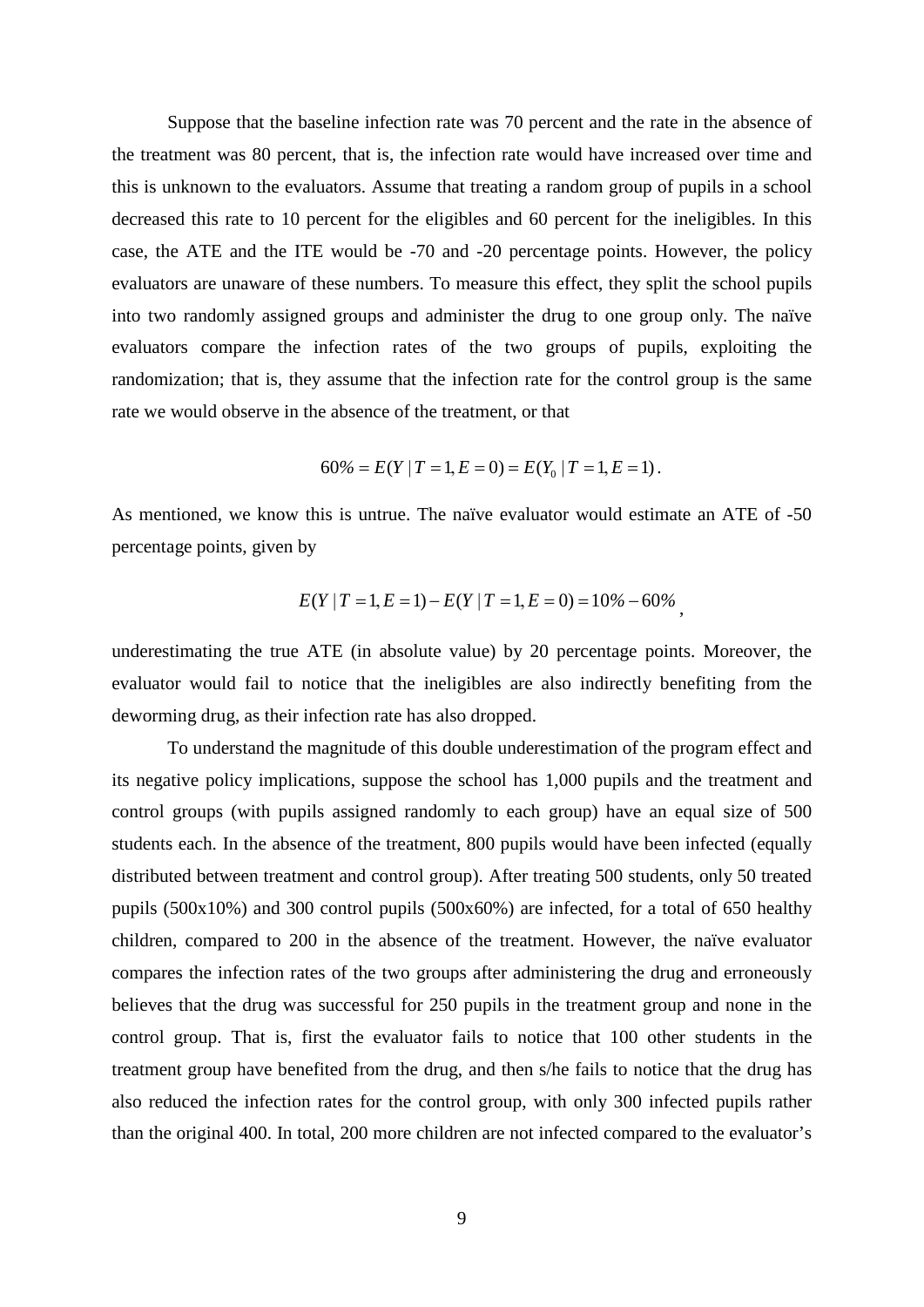Suppose that the baseline infection rate was 70 percent and the rate in the absence of the treatment was 80 percent, that is, the infection rate would have increased over time and this is unknown to the evaluators. Assume that treating a random group of pupils in a school decreased this rate to 10 percent for the eligibles and 60 percent for the ineligibles. In this case, the ATE and the ITE would be -70 and -20 percentage points. However, the policy evaluators are unaware of these numbers. To measure this effect, they split the school pupils into two randomly assigned groups and administer the drug to one group only. The naïve evaluators compare the infection rates of the two groups of pupils, exploiting the randomization; that is, they assume that the infection rate for the control group is the same rate we would observe in the absence of the treatment, or that

$$60\% = E(Y \mid T = 1, E = 0) = E(Y_0 \mid T = 1, E = 1).$$

As mentioned, we know this is untrue. The naïve evaluator would estimate an ATE of -50 percentage points, given by

$$E(Y \mid T = 1, E = 1) - E(Y \mid T = 1, E = 0) = 10\% - 60\%,$$

underestimating the true ATE (in absolute value) by 20 percentage points. Moreover, the evaluator would fail to notice that the ineligibles are also indirectly benefiting from the deworming drug, as their infection rate has also dropped.

To understand the magnitude of this double underestimation of the program effect and its negative policy implications, suppose the school has 1,000 pupils and the treatment and control groups (with pupils assigned randomly to each group) have an equal size of 500 students each. In the absence of the treatment, 800 pupils would have been infected (equally distributed between treatment and control group). After treating 500 students, only 50 treated pupils (500x10%) and 300 control pupils (500x60%) are infected, for a total of 650 healthy children, compared to 200 in the absence of the treatment. However, the naïve evaluator compares the infection rates of the two groups after administering the drug and erroneously believes that the drug was successful for 250 pupils in the treatment group and none in the control group. That is, first the evaluator fails to notice that 100 other students in the treatment group have benefited from the drug, and then s/he fails to notice that the drug has also reduced the infection rates for the control group, with only 300 infected pupils rather than the original 400. In total, 200 more children are not infected compared to the evaluator's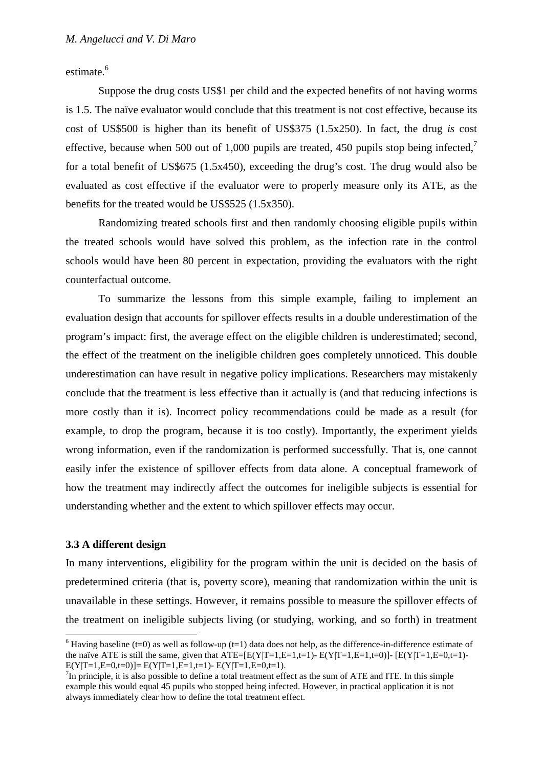estimate.[6]

Suppose the drug costs US$1 per child and the expected benefits of not having worms is 1.5. The naïve evaluator would conclude that this treatment is not cost effective, because its cost of US$500 is higher than its benefit of US$375 (1.5x250). In fact, the drug *is* cost effective, because when 500 out of 1,000 pupils are treated, 450 pupils stop being infected,[7] for a total benefit of US$675 (1.5x450), exceeding the drug's cost. The drug would also be evaluated as cost effective if the evaluator were to properly measure only its ATE, as the benefits for the treated would be US$525 (1.5x350).

Randomizing treated schools first and then randomly choosing eligible pupils within the treated schools would have solved this problem, as the infection rate in the control schools would have been 80 percent in expectation, providing the evaluators with the right counterfactual outcome.

To summarize the lessons from this simple example, failing to implement an evaluation design that accounts for spillover effects results in a double underestimation of the program's impact: first, the average effect on the eligible children is underestimated; second, the effect of the treatment on the ineligible children goes completely unnoticed. This double underestimation can have result in negative policy implications. Researchers may mistakenly conclude that the treatment is less effective than it actually is (and that reducing infections is more costly than it is). Incorrect policy recommendations could be made as a result (for example, to drop the program, because it is too costly). Importantly, the experiment yields wrong information, even if the randomization is performed successfully. That is, one cannot easily infer the existence of spillover effects from data alone. A conceptual framework of how the treatment may indirectly affect the outcomes for ineligible subjects is essential for understanding whether and the extent to which spillover effects may occur.

### 3.3 A different design

In many interventions, eligibility for the program within the unit is decided on the basis of predetermined criteria (that is, poverty score), meaning that randomization within the unit is unavailable in these settings. However, it remains possible to measure the spillover effects of the treatment on ineligible subjects living (or studying, working, and so forth) in treatment

[6] Having baseline ($t=0$) as well as follow-up ($t=1$) data does not help, as the difference-in-difference estimate of the naïve ATE is still the same, given that $ATE=[E(Y|T=1,E=1,t=1)- E(Y|T=1,E=1,t=0)]- [E(Y|T=1,E=0,t=1)- E(Y|T=1,E=0,t=0)]= E(Y|T=1,E=1,t=1)- E(Y|T=1,E=0,t=1)$.

[7] In principle, it is also possible to define a total treatment effect as the sum of ATE and ITE. In this simple example this would equal 45 pupils who stopped being infected. However, in practical application it is not always immediately clear how to define the total treatment effect.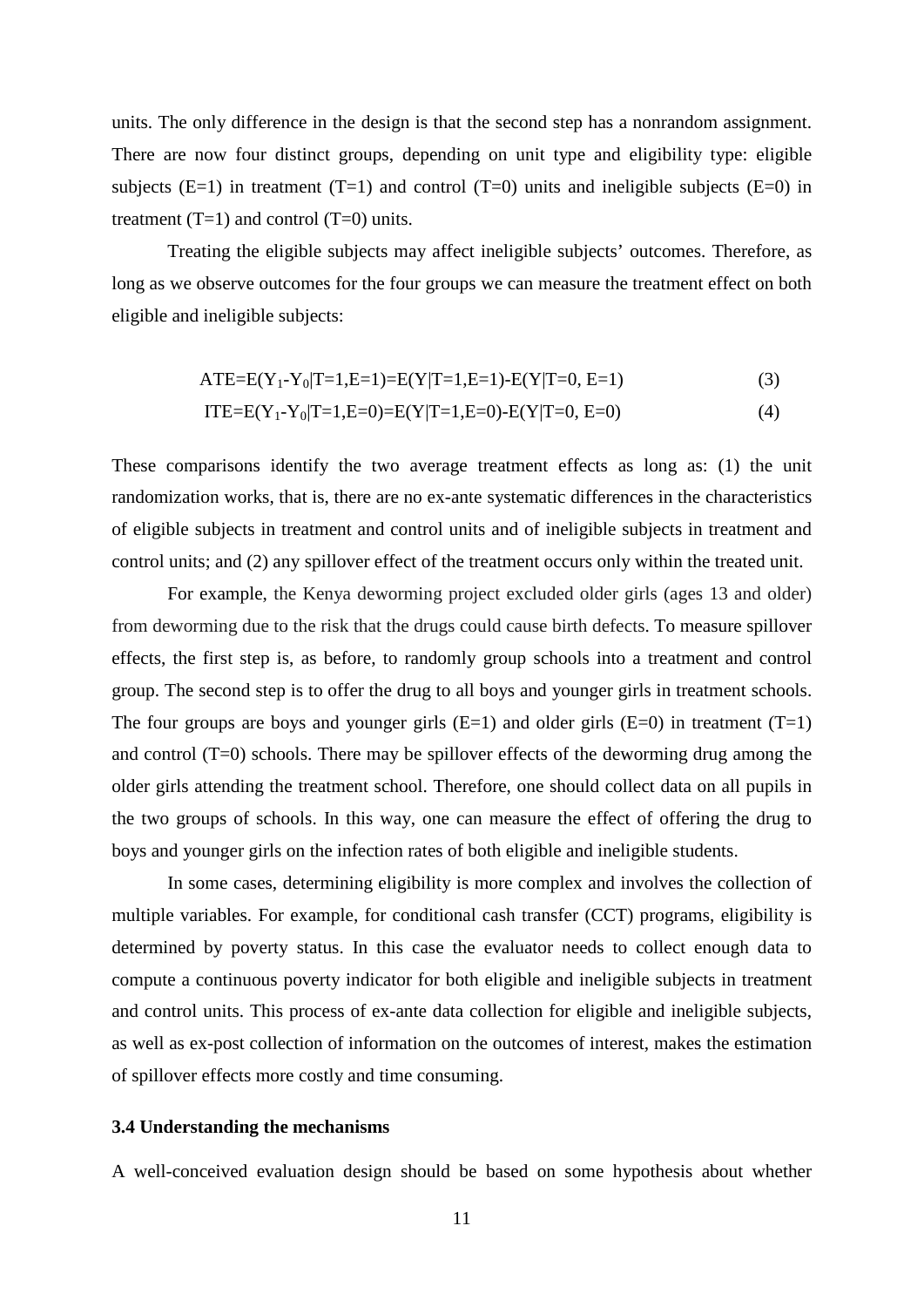units. The only difference in the design is that the second step has a nonrandom assignment. There are now four distinct groups, depending on unit type and eligibility type: eligible subjects (E=1) in treatment (T=1) and control (T=0) units and ineligible subjects (E=0) in treatment (T=1) and control (T=0) units.

Treating the eligible subjects may affect ineligible subjects' outcomes. Therefore, as long as we observe outcomes for the four groups we can measure the treatment effect on both eligible and ineligible subjects:

$$ATE=E(Y_1-Y_0|T=1,E=1)=E(Y|T=1,E=1)-E(Y|T=0, E=1) \quad (3)$$

$$ITE=E(Y_1-Y_0|T=1,E=0)=E(Y|T=1,E=0)-E(Y|T=0, E=0) \quad (4)$$

These comparisons identify the two average treatment effects as long as: (1) the unit randomization works, that is, there are no ex-ante systematic differences in the characteristics of eligible subjects in treatment and control units and of ineligible subjects in treatment and control units; and (2) any spillover effect of the treatment occurs only within the treated unit.

For example, the Kenya deworming project excluded older girls (ages 13 and older) from deworming due to the risk that the drugs could cause birth defects. To measure spillover effects, the first step is, as before, to randomly group schools into a treatment and control group. The second step is to offer the drug to all boys and younger girls in treatment schools. The four groups are boys and younger girls (E=1) and older girls (E=0) in treatment (T=1) and control (T=0) schools. There may be spillover effects of the deworming drug among the older girls attending the treatment school. Therefore, one should collect data on all pupils in the two groups of schools. In this way, one can measure the effect of offering the drug to boys and younger girls on the infection rates of both eligible and ineligible students.

In some cases, determining eligibility is more complex and involves the collection of multiple variables. For example, for conditional cash transfer (CCT) programs, eligibility is determined by poverty status. In this case the evaluator needs to collect enough data to compute a continuous poverty indicator for both eligible and ineligible subjects in treatment and control units. This process of ex-ante data collection for eligible and ineligible subjects, as well as ex-post collection of information on the outcomes of interest, makes the estimation of spillover effects more costly and time consuming.

### 3.4 Understanding the mechanisms

A well-conceived evaluation design should be based on some hypothesis about whether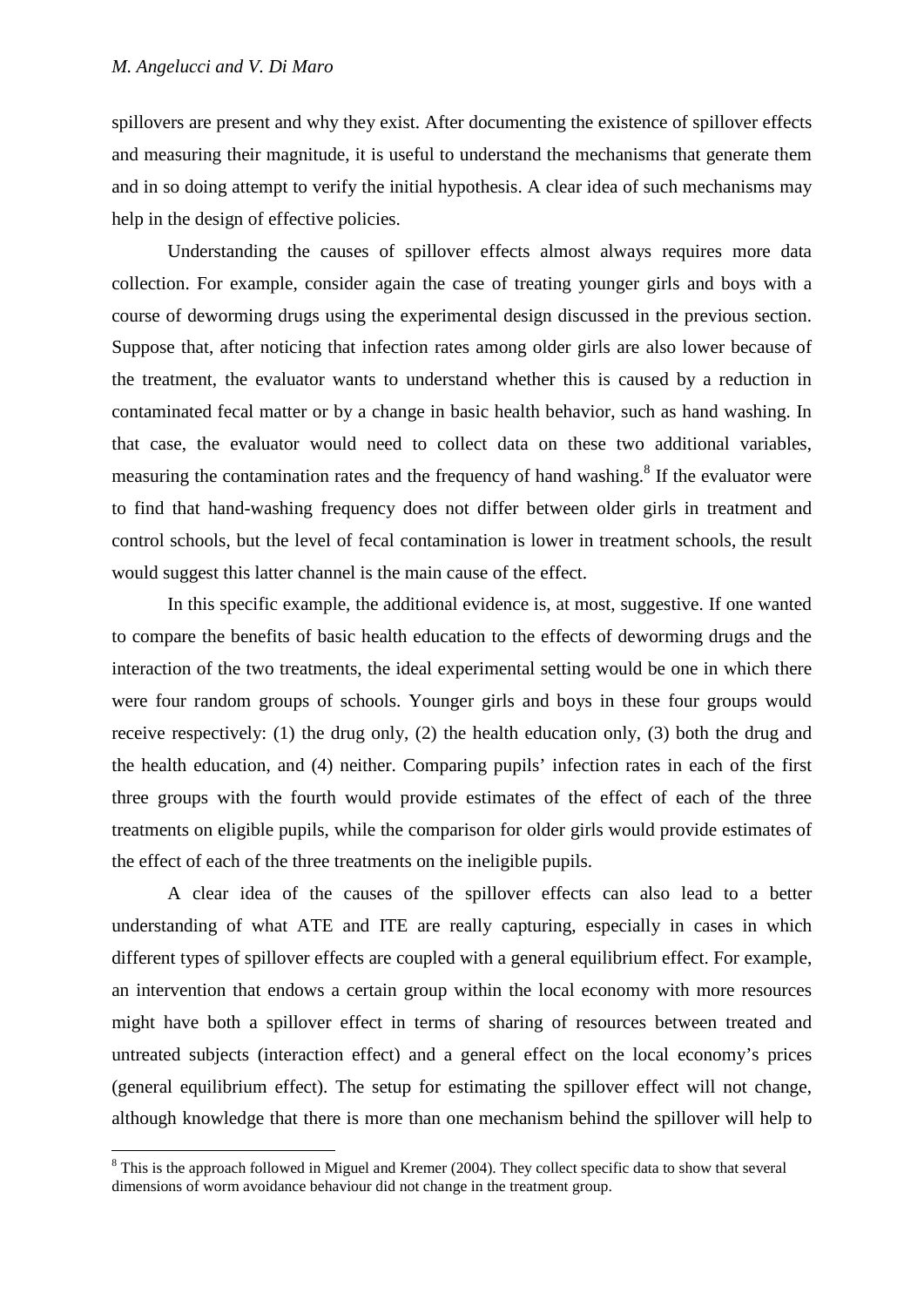spillovers are present and why they exist. After documenting the existence of spillover effects and measuring their magnitude, it is useful to understand the mechanisms that generate them and in so doing attempt to verify the initial hypothesis. A clear idea of such mechanisms may help in the design of effective policies.

Understanding the causes of spillover effects almost always requires more data collection. For example, consider again the case of treating younger girls and boys with a course of deworming drugs using the experimental design discussed in the previous section. Suppose that, after noticing that infection rates among older girls are also lower because of the treatment, the evaluator wants to understand whether this is caused by a reduction in contaminated fecal matter or by a change in basic health behavior, such as hand washing. In that case, the evaluator would need to collect data on these two additional variables, measuring the contamination rates and the frequency of hand washing.[8] If the evaluator were to find that hand-washing frequency does not differ between older girls in treatment and control schools, but the level of fecal contamination is lower in treatment schools, the result would suggest this latter channel is the main cause of the effect.

In this specific example, the additional evidence is, at most, suggestive. If one wanted to compare the benefits of basic health education to the effects of deworming drugs and the interaction of the two treatments, the ideal experimental setting would be one in which there were four random groups of schools. Younger girls and boys in these four groups would receive respectively: (1) the drug only, (2) the health education only, (3) both the drug and the health education, and (4) neither. Comparing pupils' infection rates in each of the first three groups with the fourth would provide estimates of the effect of each of the three treatments on eligible pupils, while the comparison for older girls would provide estimates of the effect of each of the three treatments on the ineligible pupils.

A clear idea of the causes of the spillover effects can also lead to a better understanding of what ATE and ITE are really capturing, especially in cases in which different types of spillover effects are coupled with a general equilibrium effect. For example, an intervention that endows a certain group within the local economy with more resources might have both a spillover effect in terms of sharing of resources between treated and untreated subjects (interaction effect) and a general effect on the local economy's prices (general equilibrium effect). The setup for estimating the spillover effect will not change, although knowledge that there is more than one mechanism behind the spillover will help to

[8] This is the approach followed in Miguel and Kremer (2004). They collect specific data to show that several dimensions of worm avoidance behaviour did not change in the treatment group.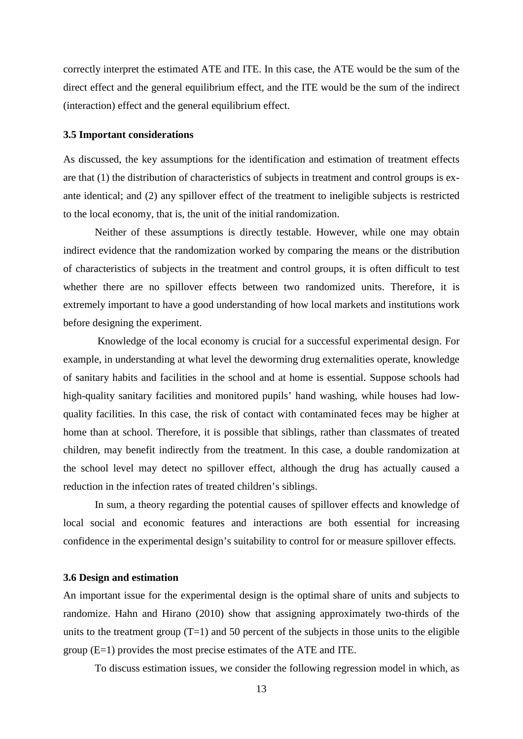correctly interpret the estimated ATE and ITE. In this case, the ATE would be the sum of the direct effect and the general equilibrium effect, and the ITE would be the sum of the indirect (interaction) effect and the general equilibrium effect.

### 3.5 Important considerations

As discussed, the key assumptions for the identification and estimation of treatment effects are that (1) the distribution of characteristics of subjects in treatment and control groups is ex-ante identical; and (2) any spillover effect of the treatment to ineligible subjects is restricted to the local economy, that is, the unit of the initial randomization.

Neither of these assumptions is directly testable. However, while one may obtain indirect evidence that the randomization worked by comparing the means or the distribution of characteristics of subjects in the treatment and control groups, it is often difficult to test whether there are no spillover effects between two randomized units. Therefore, it is extremely important to have a good understanding of how local markets and institutions work before designing the experiment.

Knowledge of the local economy is crucial for a successful experimental design. For example, in understanding at what level the deworming drug externalities operate, knowledge of sanitary habits and facilities in the school and at home is essential. Suppose schools had high-quality sanitary facilities and monitored pupils' hand washing, while houses had low-quality facilities. In this case, the risk of contact with contaminated feces may be higher at home than at school. Therefore, it is possible that siblings, rather than classmates of treated children, may benefit indirectly from the treatment. In this case, a double randomization at the school level may detect no spillover effect, although the drug has actually caused a reduction in the infection rates of treated children's siblings.

In sum, a theory regarding the potential causes of spillover effects and knowledge of local social and economic features and interactions are both essential for increasing confidence in the experimental design's suitability to control for or measure spillover effects.

### 3.6 Design and estimation

An important issue for the experimental design is the optimal share of units and subjects to randomize. Hahn and Hirano (2010) show that assigning approximately two-thirds of the units to the treatment group ($T=1$) and 50 percent of the subjects in those units to the eligible group ($E=1$) provides the most precise estimates of the ATE and ITE.

To discuss estimation issues, we consider the following regression model in which, as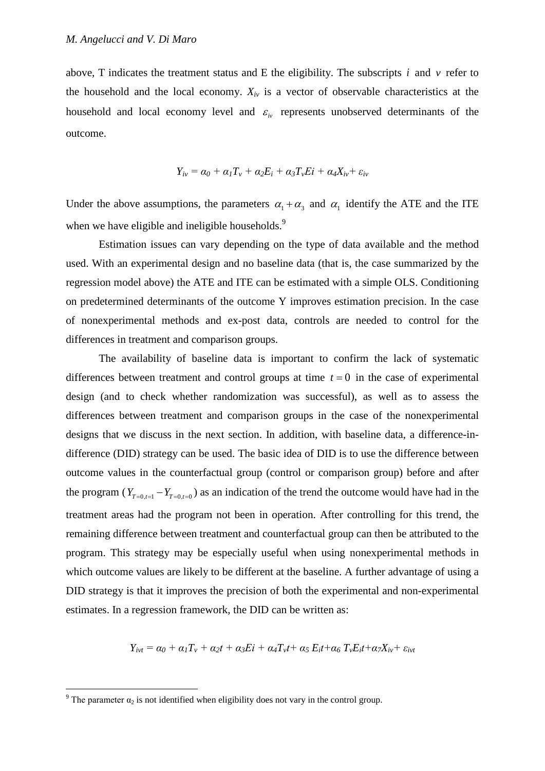above, T indicates the treatment status and E the eligibility. The subscripts $i$ and $v$ refer to the household and the local economy. $X_{iv}$ is a vector of observable characteristics at the household and local economy level and $\varepsilon_{iv}$ represents unobserved determinants of the outcome.

$$Y_{iv} = \alpha_0 + \alpha_1 T_v + \alpha_2 E_i + \alpha_3 T_v E_i + \alpha_4 X_{iv} + \varepsilon_{iv}$$

Under the above assumptions, the parameters $\alpha_1 + \alpha_3$ and $\alpha_1$ identify the ATE and the ITE when we have eligible and ineligible households.[9]

Estimation issues can vary depending on the type of data available and the method used. With an experimental design and no baseline data (that is, the case summarized by the regression model above) the ATE and ITE can be estimated with a simple OLS. Conditioning on predetermined determinants of the outcome Y improves estimation precision. In the case of nonexperimental methods and ex-post data, controls are needed to control for the differences in treatment and comparison groups.

The availability of baseline data is important to confirm the lack of systematic differences between treatment and control groups at time $t = 0$ in the case of experimental design (and to check whether randomization was successful), as well as to assess the differences between treatment and comparison groups in the case of the nonexperimental designs that we discuss in the next section. In addition, with baseline data, a difference-in-difference (DID) strategy can be used. The basic idea of DID is to use the difference between outcome values in the counterfactual group (control or comparison group) before and after the program ($Y_{T=0,t=1} - Y_{T=0,t=0}$) as an indication of the trend the outcome would have had in the treatment areas had the program not been in operation. After controlling for this trend, the remaining difference between treatment and counterfactual group can then be attributed to the program. This strategy may be especially useful when using nonexperimental methods in which outcome values are likely to be different at the baseline. A further advantage of using a DID strategy is that it improves the precision of both the experimental and non-experimental estimates. In a regression framework, the DID can be written as:

$$Y_{ivt} = \alpha_0 + \alpha_1 T_v + \alpha_2 t + \alpha_3 E_i + \alpha_4 T_v t + \alpha_5 E_i t + \alpha_6 T_v E_i t + \alpha_7 X_{iv} + \varepsilon_{ivt}$$

[9] The parameter $\alpha_2$ is not identified when eligibility does not vary in the control group.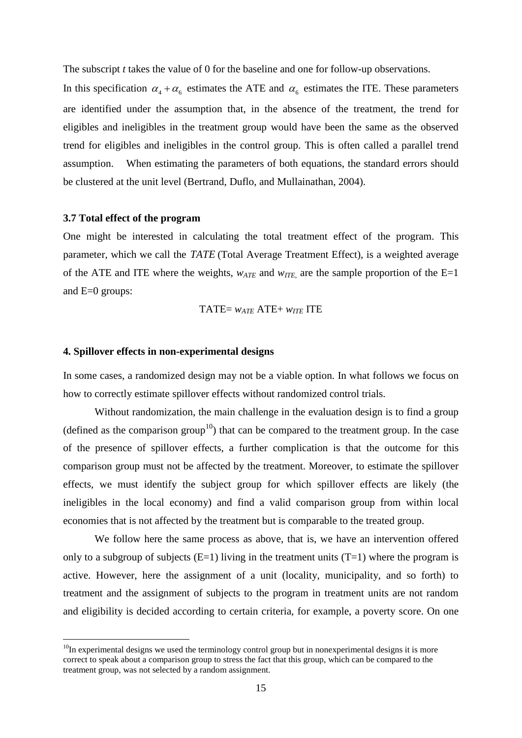The subscript $t$ takes the value of 0 for the baseline and one for follow-up observations.

In this specification $\alpha_4 + \alpha_6$ estimates the ATE and $\alpha_6$ estimates the ITE. These parameters are identified under the assumption that, in the absence of the treatment, the trend for eligibles and ineligibles in the treatment group would have been the same as the observed trend for eligibles and ineligibles in the control group. This is often called a parallel trend assumption. When estimating the parameters of both equations, the standard errors should be clustered at the unit level (Bertrand, Duflo, and Mullainathan, 2004).

### 3.7 Total effect of the program

One might be interested in calculating the total treatment effect of the program. This parameter, which we call the *TATE* (Total Average Treatment Effect), is a weighted average of the ATE and ITE where the weights, $w_{ATE}$ and $w_{ITE,}$ are the sample proportion of the E=1 and E=0 groups:

$$\text{TATE} = w_{ATE}\ \text{ATE} + w_{ITE}\ \text{ITE}$$

## 4. Spillover effects in non-experimental designs

In some cases, a randomized design may not be a viable option. In what follows we focus on how to correctly estimate spillover effects without randomized control trials.

Without randomization, the main challenge in the evaluation design is to find a group (defined as the comparison group[10]) that can be compared to the treatment group. In the case of the presence of spillover effects, a further complication is that the outcome for this comparison group must not be affected by the treatment. Moreover, to estimate the spillover effects, we must identify the subject group for which spillover effects are likely (the ineligibles in the local economy) and find a valid comparison group from within local economies that is not affected by the treatment but is comparable to the treated group.

We follow here the same process as above, that is, we have an intervention offered only to a subgroup of subjects (E=1) living in the treatment units (T=1) where the program is active. However, here the assignment of a unit (locality, municipality, and so forth) to treatment and the assignment of subjects to the program in treatment units are not random and eligibility is decided according to certain criteria, for example, a poverty score. On one

[10] In experimental designs we used the terminology control group but in nonexperimental designs it is more correct to speak about a comparison group to stress the fact that this group, which can be compared to the treatment group, was not selected by a random assignment.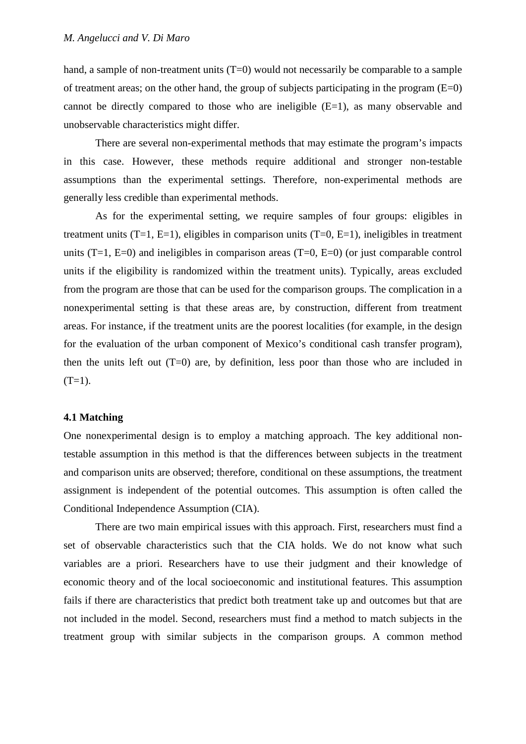hand, a sample of non-treatment units (T=0) would not necessarily be comparable to a sample of treatment areas; on the other hand, the group of subjects participating in the program (E=0) cannot be directly compared to those who are ineligible (E=1), as many observable and unobservable characteristics might differ.

There are several non-experimental methods that may estimate the program's impacts in this case. However, these methods require additional and stronger non-testable assumptions than the experimental settings. Therefore, non-experimental methods are generally less credible than experimental methods.

As for the experimental setting, we require samples of four groups: eligibles in treatment units (T=1, E=1), eligibles in comparison units (T=0, E=1), ineligibles in treatment units (T=1, E=0) and ineligibles in comparison areas (T=0, E=0) (or just comparable control units if the eligibility is randomized within the treatment units). Typically, areas excluded from the program are those that can be used for the comparison groups. The complication in a nonexperimental setting is that these areas are, by construction, different from treatment areas. For instance, if the treatment units are the poorest localities (for example, in the design for the evaluation of the urban component of Mexico's conditional cash transfer program), then the units left out (T=0) are, by definition, less poor than those who are included in (T=1).

### 4.1 Matching

One nonexperimental design is to employ a matching approach. The key additional non-testable assumption in this method is that the differences between subjects in the treatment and comparison units are observed; therefore, conditional on these assumptions, the treatment assignment is independent of the potential outcomes. This assumption is often called the Conditional Independence Assumption (CIA).

There are two main empirical issues with this approach. First, researchers must find a set of observable characteristics such that the CIA holds. We do not know what such variables are a priori. Researchers have to use their judgment and their knowledge of economic theory and of the local socioeconomic and institutional features. This assumption fails if there are characteristics that predict both treatment take up and outcomes but that are not included in the model. Second, researchers must find a method to match subjects in the treatment group with similar subjects in the comparison groups. A common method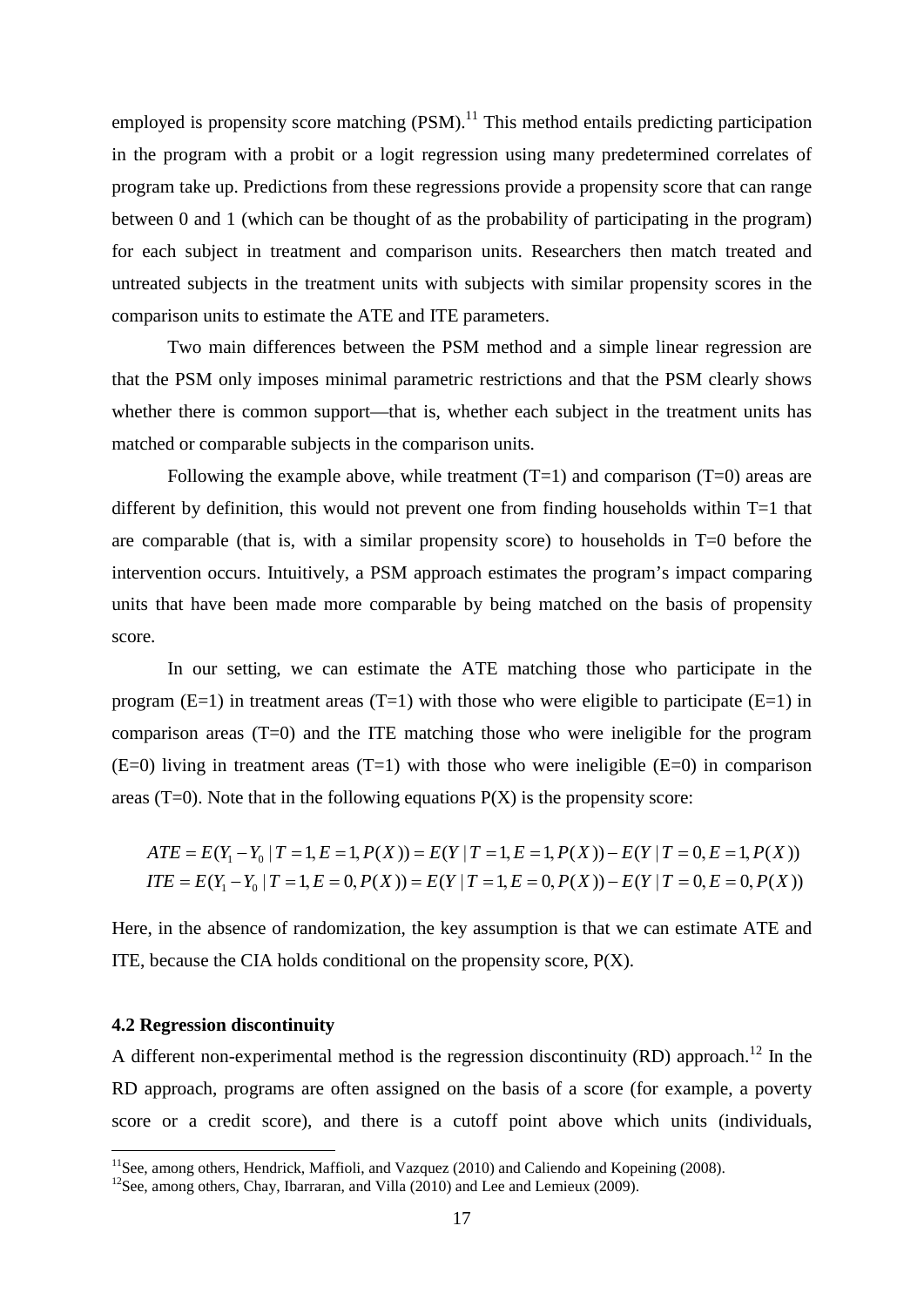employed is propensity score matching (PSM).[11] This method entails predicting participation in the program with a probit or a logit regression using many predetermined correlates of program take up. Predictions from these regressions provide a propensity score that can range between 0 and 1 (which can be thought of as the probability of participating in the program) for each subject in treatment and comparison units. Researchers then match treated and untreated subjects in the treatment units with subjects with similar propensity scores in the comparison units to estimate the ATE and ITE parameters.

Two main differences between the PSM method and a simple linear regression are that the PSM only imposes minimal parametric restrictions and that the PSM clearly shows whether there is common support—that is, whether each subject in the treatment units has matched or comparable subjects in the comparison units.

Following the example above, while treatment (T=1) and comparison (T=0) areas are different by definition, this would not prevent one from finding households within T=1 that are comparable (that is, with a similar propensity score) to households in T=0 before the intervention occurs. Intuitively, a PSM approach estimates the program's impact comparing units that have been made more comparable by being matched on the basis of propensity score.

In our setting, we can estimate the ATE matching those who participate in the program (E=1) in treatment areas (T=1) with those who were eligible to participate (E=1) in comparison areas (T=0) and the ITE matching those who were ineligible for the program (E=0) living in treatment areas (T=1) with those who were ineligible (E=0) in comparison areas (T=0). Note that in the following equations P(X) is the propensity score:

$$ATE = E(Y_1 - Y_0 \mid T = 1, E = 1, P(X)) = E(Y \mid T = 1, E = 1, P(X)) - E(Y \mid T = 0, E = 1, P(X))$$
$$ITE = E(Y_1 - Y_0 \mid T = 1, E = 0, P(X)) = E(Y \mid T = 1, E = 0, P(X)) - E(Y \mid T = 0, E = 0, P(X))$$

Here, in the absence of randomization, the key assumption is that we can estimate ATE and ITE, because the CIA holds conditional on the propensity score, P(X).

### 4.2 Regression discontinuity

A different non-experimental method is the regression discontinuity (RD) approach.[12] In the RD approach, programs are often assigned on the basis of a score (for example, a poverty score or a credit score), and there is a cutoff point above which units (individuals,

[11] See, among others, Hendrick, Maffioli, and Vazquez (2010) and Caliendo and Kopeining (2008).

[12] See, among others, Chay, Ibarraran, and Villa (2010) and Lee and Lemieux (2009).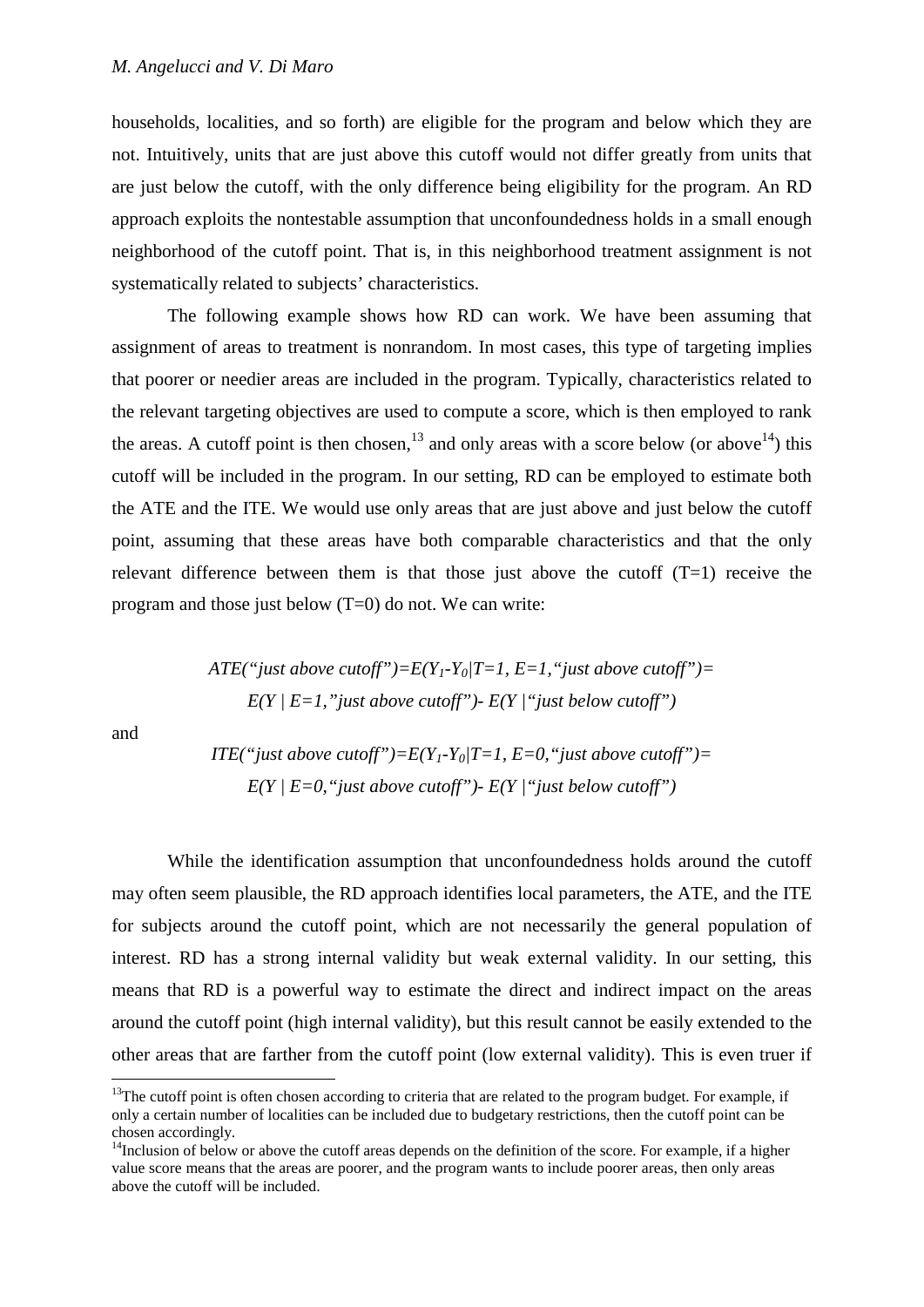households, localities, and so forth) are eligible for the program and below which they are not. Intuitively, units that are just above this cutoff would not differ greatly from units that are just below the cutoff, with the only difference being eligibility for the program. An RD approach exploits the nontestable assumption that unconfoundedness holds in a small enough neighborhood of the cutoff point. That is, in this neighborhood treatment assignment is not systematically related to subjects' characteristics.

The following example shows how RD can work. We have been assuming that assignment of areas to treatment is nonrandom. In most cases, this type of targeting implies that poorer or needier areas are included in the program. Typically, characteristics related to the relevant targeting objectives are used to compute a score, which is then employed to rank the areas. A cutoff point is then chosen,[13] and only areas with a score below (or above[14]) this cutoff will be included in the program. In our setting, RD can be employed to estimate both the ATE and the ITE. We would use only areas that are just above and just below the cutoff point, assuming that these areas have both comparable characteristics and that the only relevant difference between them is that those just above the cutoff (T=1) receive the program and those just below (T=0) do not. We can write:

$$ATE(\text{“just above cutoff”})=E(Y_1-Y_0|T=1, E=1,\text{“just above cutoff”})=$$
$$E(Y \mid E=1,\text{“just above cutoff”})- E(Y \mid \text{“just below cutoff”})$$

and

$$ITE(\text{“just above cutoff”})=E(Y_1-Y_0|T=1, E=0,\text{“just above cutoff”})=$$
$$E(Y \mid E=0,\text{“just above cutoff”})- E(Y \mid \text{“just below cutoff”})$$

While the identification assumption that unconfoundedness holds around the cutoff may often seem plausible, the RD approach identifies local parameters, the ATE, and the ITE for subjects around the cutoff point, which are not necessarily the general population of interest. RD has a strong internal validity but weak external validity. In our setting, this means that RD is a powerful way to estimate the direct and indirect impact on the areas around the cutoff point (high internal validity), but this result cannot be easily extended to the other areas that are farther from the cutoff point (low external validity). This is even truer if

[13] The cutoff point is often chosen according to criteria that are related to the program budget. For example, if only a certain number of localities can be included due to budgetary restrictions, then the cutoff point can be chosen accordingly.

[14] Inclusion of below or above the cutoff areas depends on the definition of the score. For example, if a higher value score means that the areas are poorer, and the program wants to include poorer areas, then only areas above the cutoff will be included.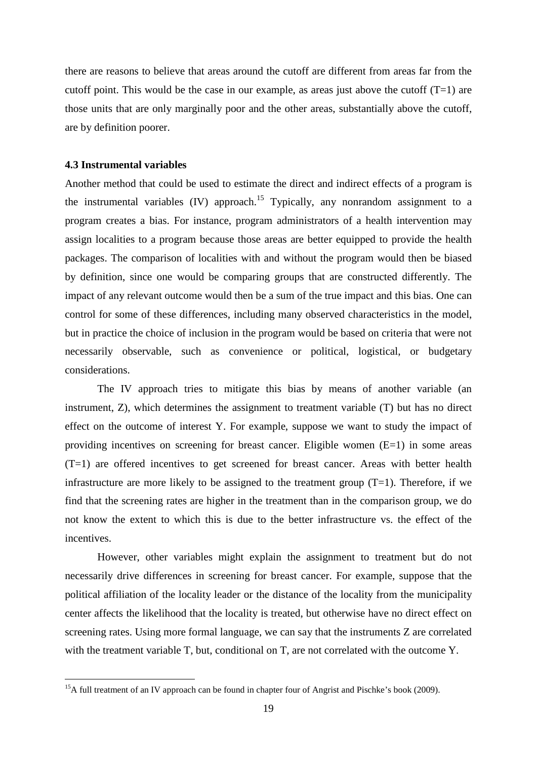there are reasons to believe that areas around the cutoff are different from areas far from the cutoff point. This would be the case in our example, as areas just above the cutoff (T=1) are those units that are only marginally poor and the other areas, substantially above the cutoff, are by definition poorer.

### 4.3 Instrumental variables

Another method that could be used to estimate the direct and indirect effects of a program is the instrumental variables (IV) approach.[15] Typically, any nonrandom assignment to a program creates a bias. For instance, program administrators of a health intervention may assign localities to a program because those areas are better equipped to provide the health packages. The comparison of localities with and without the program would then be biased by definition, since one would be comparing groups that are constructed differently. The impact of any relevant outcome would then be a sum of the true impact and this bias. One can control for some of these differences, including many observed characteristics in the model, but in practice the choice of inclusion in the program would be based on criteria that were not necessarily observable, such as convenience or political, logistical, or budgetary considerations.

The IV approach tries to mitigate this bias by means of another variable (an instrument, Z), which determines the assignment to treatment variable (T) but has no direct effect on the outcome of interest Y. For example, suppose we want to study the impact of providing incentives on screening for breast cancer. Eligible women (E=1) in some areas (T=1) are offered incentives to get screened for breast cancer. Areas with better health infrastructure are more likely to be assigned to the treatment group (T=1). Therefore, if we find that the screening rates are higher in the treatment than in the comparison group, we do not know the extent to which this is due to the better infrastructure vs. the effect of the incentives.

However, other variables might explain the assignment to treatment but do not necessarily drive differences in screening for breast cancer. For example, suppose that the political affiliation of the locality leader or the distance of the locality from the municipality center affects the likelihood that the locality is treated, but otherwise have no direct effect on screening rates. Using more formal language, we can say that the instruments Z are correlated with the treatment variable T, but, conditional on T, are not correlated with the outcome Y.

---

[15] A full treatment of an IV approach can be found in chapter four of Angrist and Pischke's book (2009).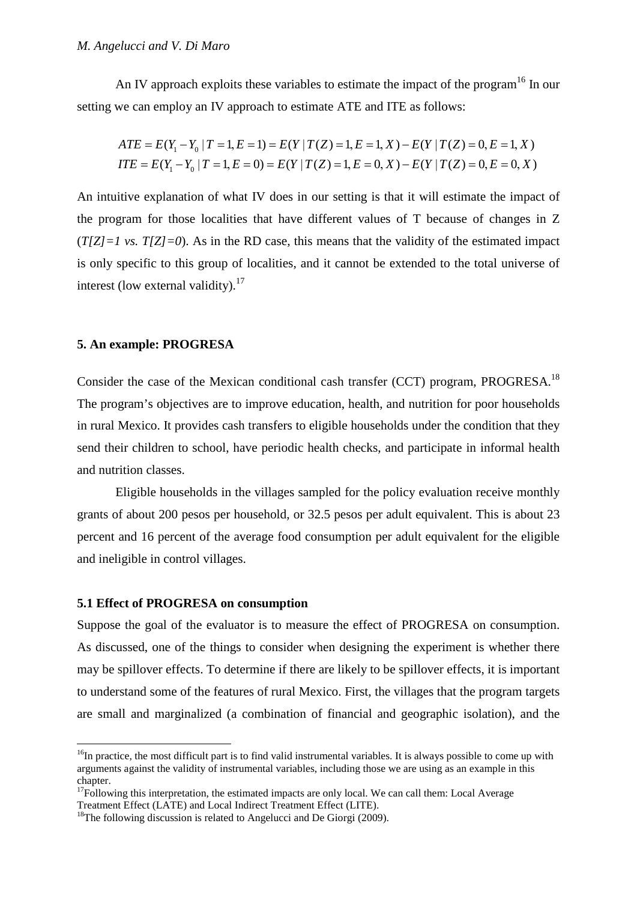An IV approach exploits these variables to estimate the impact of the program[16] In our setting we can employ an IV approach to estimate ATE and ITE as follows:

$$ATE = E(Y_1 - Y_0 \mid T = 1, E = 1) = E(Y \mid T(Z) = 1, E = 1, X) - E(Y \mid T(Z) = 0, E = 1, X)$$
$$ITE = E(Y_1 - Y_0 \mid T = 1, E = 0) = E(Y \mid T(Z) = 1, E = 0, X) - E(Y \mid T(Z) = 0, E = 0, X)$$

An intuitive explanation of what IV does in our setting is that it will estimate the impact of the program for those localities that have different values of T because of changes in Z (*T[Z]=1 vs. T[Z]=0*). As in the RD case, this means that the validity of the estimated impact is only specific to this group of localities, and it cannot be extended to the total universe of interest (low external validity).[17]

### 5. An example: PROGRESA

Consider the case of the Mexican conditional cash transfer (CCT) program, PROGRESA.[18] The program's objectives are to improve education, health, and nutrition for poor households in rural Mexico. It provides cash transfers to eligible households under the condition that they send their children to school, have periodic health checks, and participate in informal health and nutrition classes.

Eligible households in the villages sampled for the policy evaluation receive monthly grants of about 200 pesos per household, or 32.5 pesos per adult equivalent. This is about 23 percent and 16 percent of the average food consumption per adult equivalent for the eligible and ineligible in control villages.

#### 5.1 Effect of PROGRESA on consumption

Suppose the goal of the evaluator is to measure the effect of PROGRESA on consumption. As discussed, one of the things to consider when designing the experiment is whether there may be spillover effects. To determine if there are likely to be spillover effects, it is important to understand some of the features of rural Mexico. First, the villages that the program targets are small and marginalized (a combination of financial and geographic isolation), and the

[16] In practice, the most difficult part is to find valid instrumental variables. It is always possible to come up with arguments against the validity of instrumental variables, including those we are using as an example in this chapter.

[17] Following this interpretation, the estimated impacts are only local. We can call them: Local Average Treatment Effect (LATE) and Local Indirect Treatment Effect (LITE).

[18] The following discussion is related to Angelucci and De Giorgi (2009).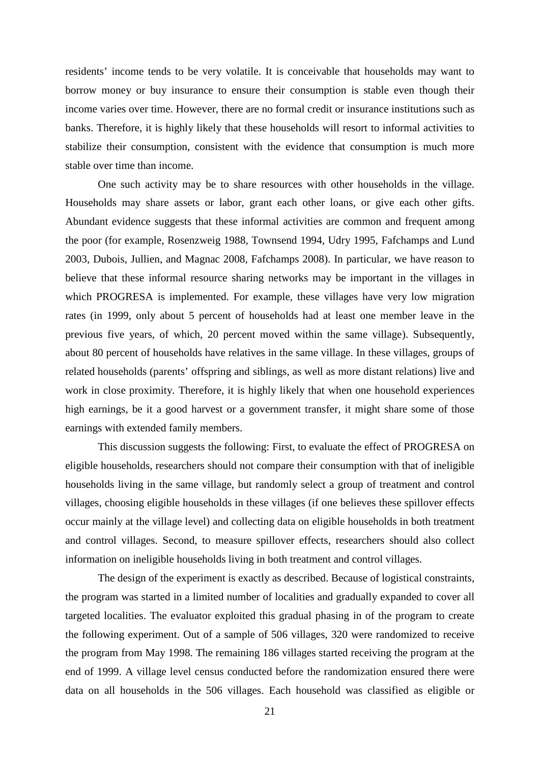residents' income tends to be very volatile. It is conceivable that households may want to borrow money or buy insurance to ensure their consumption is stable even though their income varies over time. However, there are no formal credit or insurance institutions such as banks. Therefore, it is highly likely that these households will resort to informal activities to stabilize their consumption, consistent with the evidence that consumption is much more stable over time than income.

One such activity may be to share resources with other households in the village. Households may share assets or labor, grant each other loans, or give each other gifts. Abundant evidence suggests that these informal activities are common and frequent among the poor (for example, Rosenzweig 1988, Townsend 1994, Udry 1995, Fafchamps and Lund 2003, Dubois, Jullien, and Magnac 2008, Fafchamps 2008). In particular, we have reason to believe that these informal resource sharing networks may be important in the villages in which PROGRESA is implemented. For example, these villages have very low migration rates (in 1999, only about 5 percent of households had at least one member leave in the previous five years, of which, 20 percent moved within the same village). Subsequently, about 80 percent of households have relatives in the same village. In these villages, groups of related households (parents' offspring and siblings, as well as more distant relations) live and work in close proximity. Therefore, it is highly likely that when one household experiences high earnings, be it a good harvest or a government transfer, it might share some of those earnings with extended family members.

This discussion suggests the following: First, to evaluate the effect of PROGRESA on eligible households, researchers should not compare their consumption with that of ineligible households living in the same village, but randomly select a group of treatment and control villages, choosing eligible households in these villages (if one believes these spillover effects occur mainly at the village level) and collecting data on eligible households in both treatment and control villages. Second, to measure spillover effects, researchers should also collect information on ineligible households living in both treatment and control villages.

The design of the experiment is exactly as described. Because of logistical constraints, the program was started in a limited number of localities and gradually expanded to cover all targeted localities. The evaluator exploited this gradual phasing in of the program to create the following experiment. Out of a sample of 506 villages, 320 were randomized to receive the program from May 1998. The remaining 186 villages started receiving the program at the end of 1999. A village level census conducted before the randomization ensured there were data on all households in the 506 villages. Each household was classified as eligible or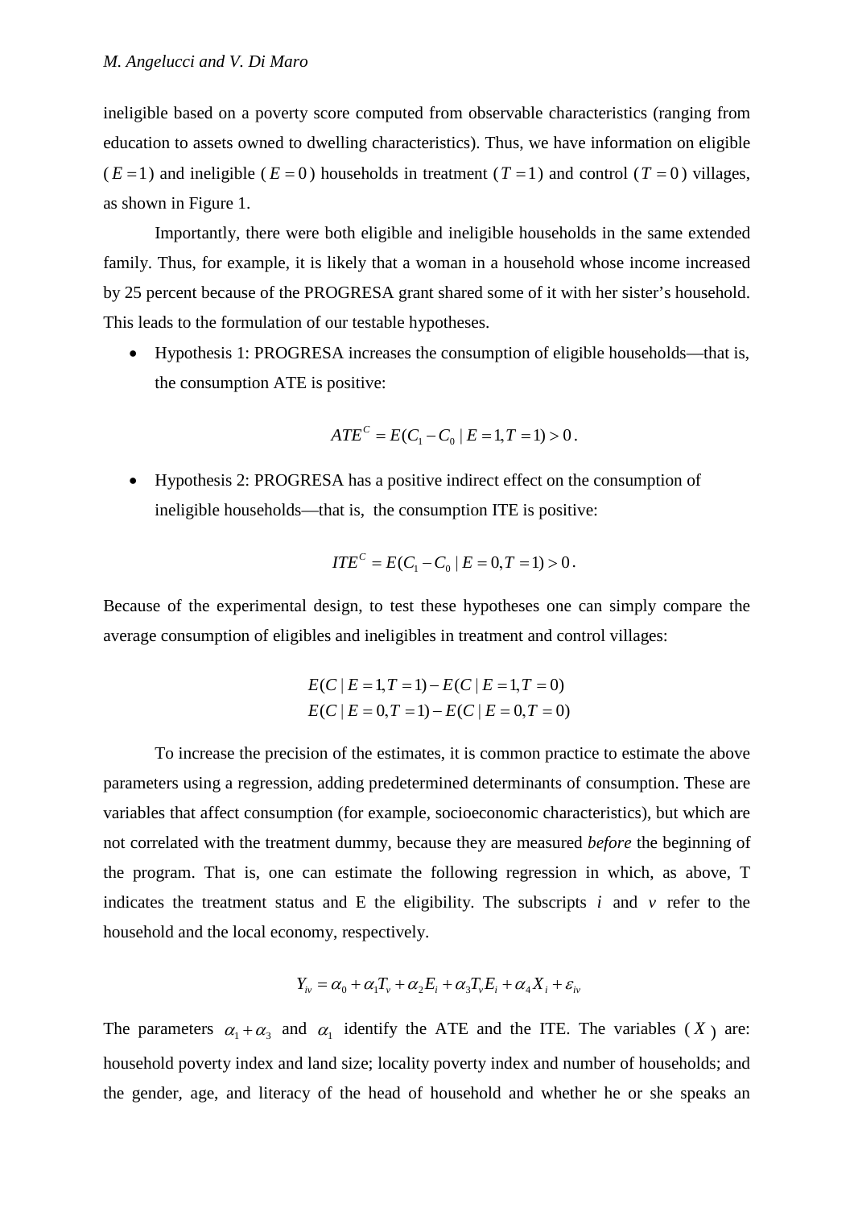ineligible based on a poverty score computed from observable characteristics (ranging from education to assets owned to dwelling characteristics). Thus, we have information on eligible ($E=1$) and ineligible ($E=0$) households in treatment ($T=1$) and control ($T=0$) villages, as shown in Figure 1.

Importantly, there were both eligible and ineligible households in the same extended family. Thus, for example, it is likely that a woman in a household whose income increased by 25 percent because of the PROGRESA grant shared some of it with her sister's household. This leads to the formulation of our testable hypotheses.

- Hypothesis 1: PROGRESA increases the consumption of eligible households—that is, the consumption ATE is positive:

$$ATE^{C} = E(C_1 - C_0 \mid E=1, T=1) > 0.$$

- Hypothesis 2: PROGRESA has a positive indirect effect on the consumption of ineligible households—that is, the consumption ITE is positive:

$$ITE^{C} = E(C_1 - C_0 \mid E=0, T=1) > 0.$$

Because of the experimental design, to test these hypotheses one can simply compare the average consumption of eligibles and ineligibles in treatment and control villages:

$$E(C \mid E=1, T=1) - E(C \mid E=1, T=0)$$
$$E(C \mid E=0, T=1) - E(C \mid E=0, T=0)$$

To increase the precision of the estimates, it is common practice to estimate the above parameters using a regression, adding predetermined determinants of consumption. These are variables that affect consumption (for example, socioeconomic characteristics), but which are not correlated with the treatment dummy, because they are measured *before* the beginning of the program. That is, one can estimate the following regression in which, as above, T indicates the treatment status and E the eligibility. The subscripts $i$ and $v$ refer to the household and the local economy, respectively.

$$Y_{iv} = \alpha_0 + \alpha_1 T_v + \alpha_2 E_i + \alpha_3 T_v E_i + \alpha_4 X_i + \varepsilon_{iv}$$

The parameters $\alpha_1 + \alpha_3$ and $\alpha_1$ identify the ATE and the ITE. The variables ($X$) are: household poverty index and land size; locality poverty index and number of households; and the gender, age, and literacy of the head of household and whether he or she speaks an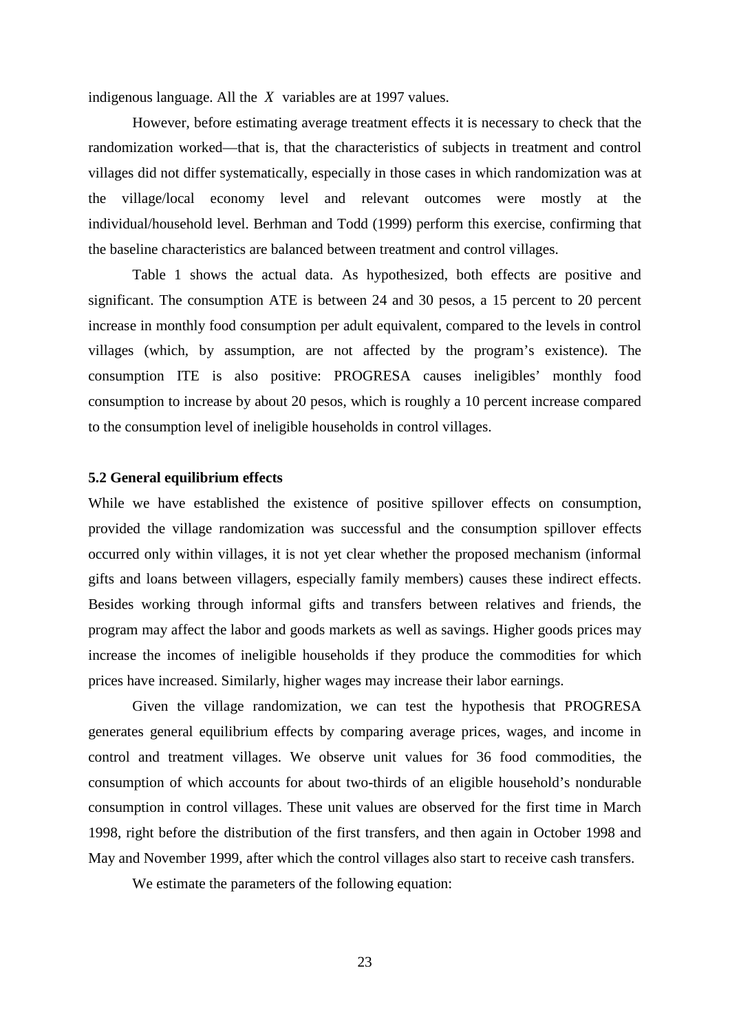indigenous language. All the $X$ variables are at 1997 values.

However, before estimating average treatment effects it is necessary to check that the randomization worked—that is, that the characteristics of subjects in treatment and control villages did not differ systematically, especially in those cases in which randomization was at the village/local economy level and relevant outcomes were mostly at the individual/household level. Berhman and Todd (1999) perform this exercise, confirming that the baseline characteristics are balanced between treatment and control villages.

Table 1 shows the actual data. As hypothesized, both effects are positive and significant. The consumption ATE is between 24 and 30 pesos, a 15 percent to 20 percent increase in monthly food consumption per adult equivalent, compared to the levels in control villages (which, by assumption, are not affected by the program's existence). The consumption ITE is also positive: PROGRESA causes ineligibles' monthly food consumption to increase by about 20 pesos, which is roughly a 10 percent increase compared to the consumption level of ineligible households in control villages.

### 5.2 General equilibrium effects

While we have established the existence of positive spillover effects on consumption, provided the village randomization was successful and the consumption spillover effects occurred only within villages, it is not yet clear whether the proposed mechanism (informal gifts and loans between villagers, especially family members) causes these indirect effects. Besides working through informal gifts and transfers between relatives and friends, the program may affect the labor and goods markets as well as savings. Higher goods prices may increase the incomes of ineligible households if they produce the commodities for which prices have increased. Similarly, higher wages may increase their labor earnings.

Given the village randomization, we can test the hypothesis that PROGRESA generates general equilibrium effects by comparing average prices, wages, and income in control and treatment villages. We observe unit values for 36 food commodities, the consumption of which accounts for about two-thirds of an eligible household's nondurable consumption in control villages. These unit values are observed for the first time in March 1998, right before the distribution of the first transfers, and then again in October 1998 and May and November 1999, after which the control villages also start to receive cash transfers.

We estimate the parameters of the following equation: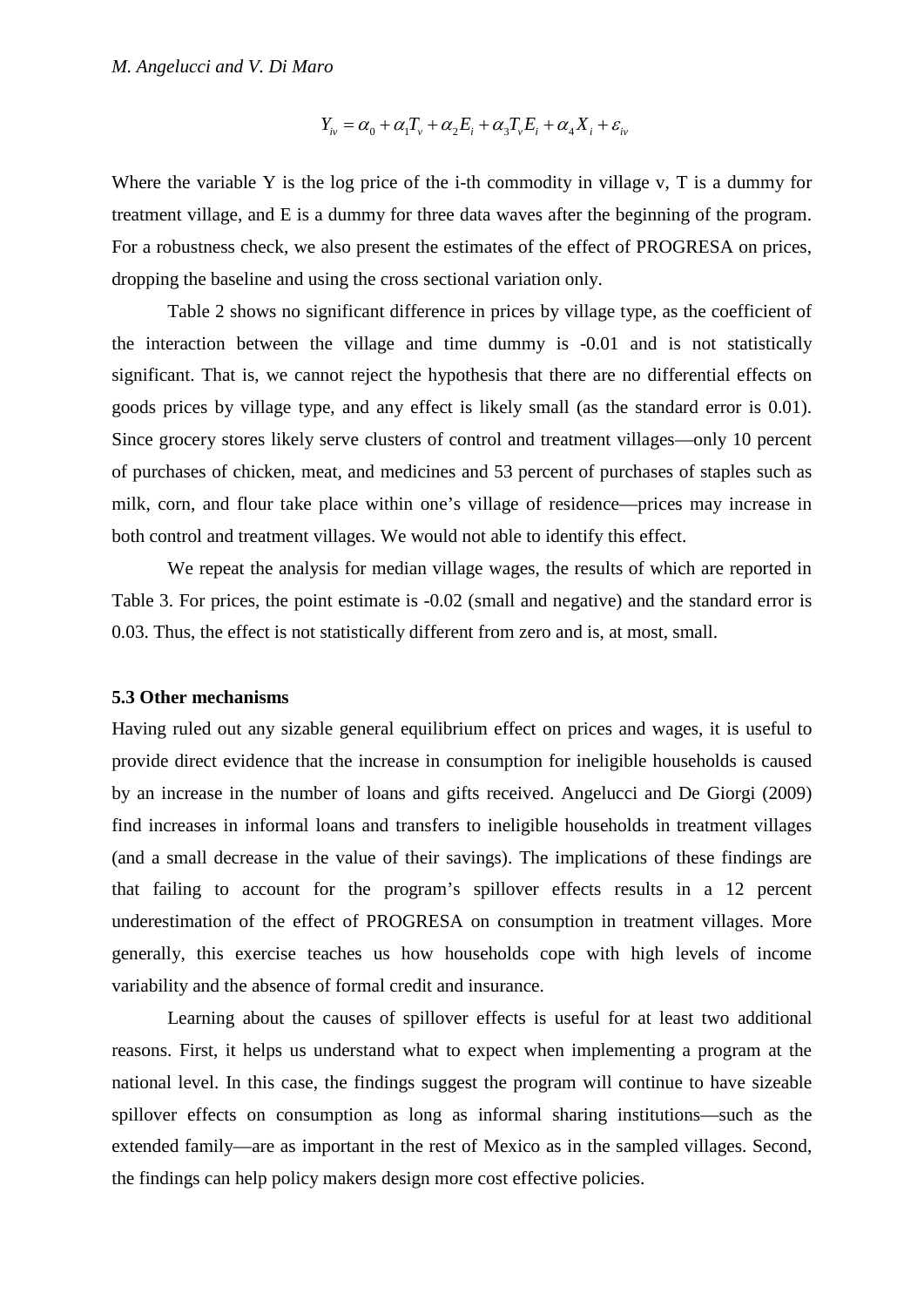$$Y_{iv} = \alpha_0 + \alpha_1 T_v + \alpha_2 E_i + \alpha_3 T_v E_i + \alpha_4 X_i + \varepsilon_{iv}$$

Where the variable Y is the log price of the i-th commodity in village v, T is a dummy for treatment village, and E is a dummy for three data waves after the beginning of the program. For a robustness check, we also present the estimates of the effect of PROGRESA on prices, dropping the baseline and using the cross sectional variation only.

Table 2 shows no significant difference in prices by village type, as the coefficient of the interaction between the village and time dummy is -0.01 and is not statistically significant. That is, we cannot reject the hypothesis that there are no differential effects on goods prices by village type, and any effect is likely small (as the standard error is 0.01). Since grocery stores likely serve clusters of control and treatment villages—only 10 percent of purchases of chicken, meat, and medicines and 53 percent of purchases of staples such as milk, corn, and flour take place within one's village of residence—prices may increase in both control and treatment villages. We would not able to identify this effect.

We repeat the analysis for median village wages, the results of which are reported in Table 3. For prices, the point estimate is -0.02 (small and negative) and the standard error is 0.03. Thus, the effect is not statistically different from zero and is, at most, small.

### 5.3 Other mechanisms

Having ruled out any sizable general equilibrium effect on prices and wages, it is useful to provide direct evidence that the increase in consumption for ineligible households is caused by an increase in the number of loans and gifts received. Angelucci and De Giorgi (2009) find increases in informal loans and transfers to ineligible households in treatment villages (and a small decrease in the value of their savings). The implications of these findings are that failing to account for the program's spillover effects results in a 12 percent underestimation of the effect of PROGRESA on consumption in treatment villages. More generally, this exercise teaches us how households cope with high levels of income variability and the absence of formal credit and insurance.

Learning about the causes of spillover effects is useful for at least two additional reasons. First, it helps us understand what to expect when implementing a program at the national level. In this case, the findings suggest the program will continue to have sizeable spillover effects on consumption as long as informal sharing institutions—such as the extended family—are as important in the rest of Mexico as in the sampled villages. Second, the findings can help policy makers design more cost effective policies.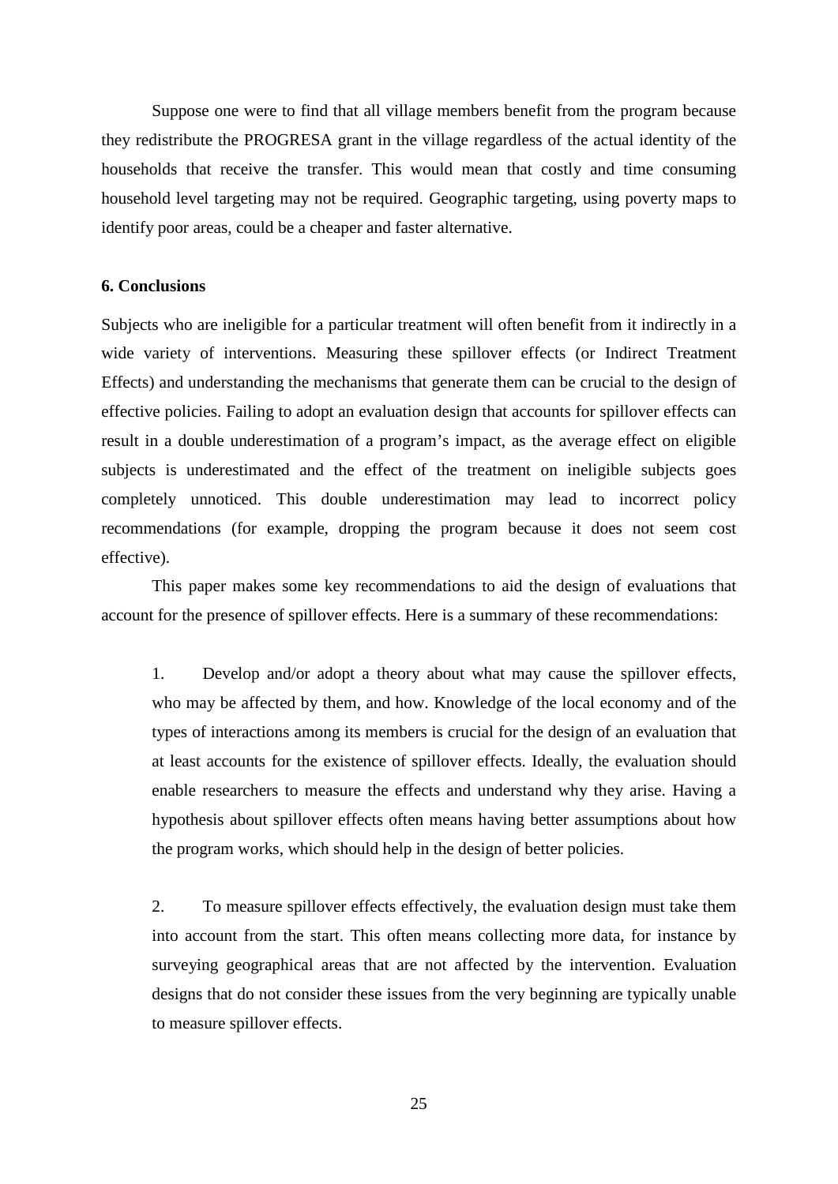Suppose one were to find that all village members benefit from the program because they redistribute the PROGRESA grant in the village regardless of the actual identity of the households that receive the transfer. This would mean that costly and time consuming household level targeting may not be required. Geographic targeting, using poverty maps to identify poor areas, could be a cheaper and faster alternative.

## 6. Conclusions

Subjects who are ineligible for a particular treatment will often benefit from it indirectly in a wide variety of interventions. Measuring these spillover effects (or Indirect Treatment Effects) and understanding the mechanisms that generate them can be crucial to the design of effective policies. Failing to adopt an evaluation design that accounts for spillover effects can result in a double underestimation of a program's impact, as the average effect on eligible subjects is underestimated and the effect of the treatment on ineligible subjects goes completely unnoticed. This double underestimation may lead to incorrect policy recommendations (for example, dropping the program because it does not seem cost effective).

This paper makes some key recommendations to aid the design of evaluations that account for the presence of spillover effects. Here is a summary of these recommendations:

1. Develop and/or adopt a theory about what may cause the spillover effects, who may be affected by them, and how. Knowledge of the local economy and of the types of interactions among its members is crucial for the design of an evaluation that at least accounts for the existence of spillover effects. Ideally, the evaluation should enable researchers to measure the effects and understand why they arise. Having a hypothesis about spillover effects often means having better assumptions about how the program works, which should help in the design of better policies.

2. To measure spillover effects effectively, the evaluation design must take them into account from the start. This often means collecting more data, for instance by surveying geographical areas that are not affected by the intervention. Evaluation designs that do not consider these issues from the very beginning are typically unable to measure spillover effects.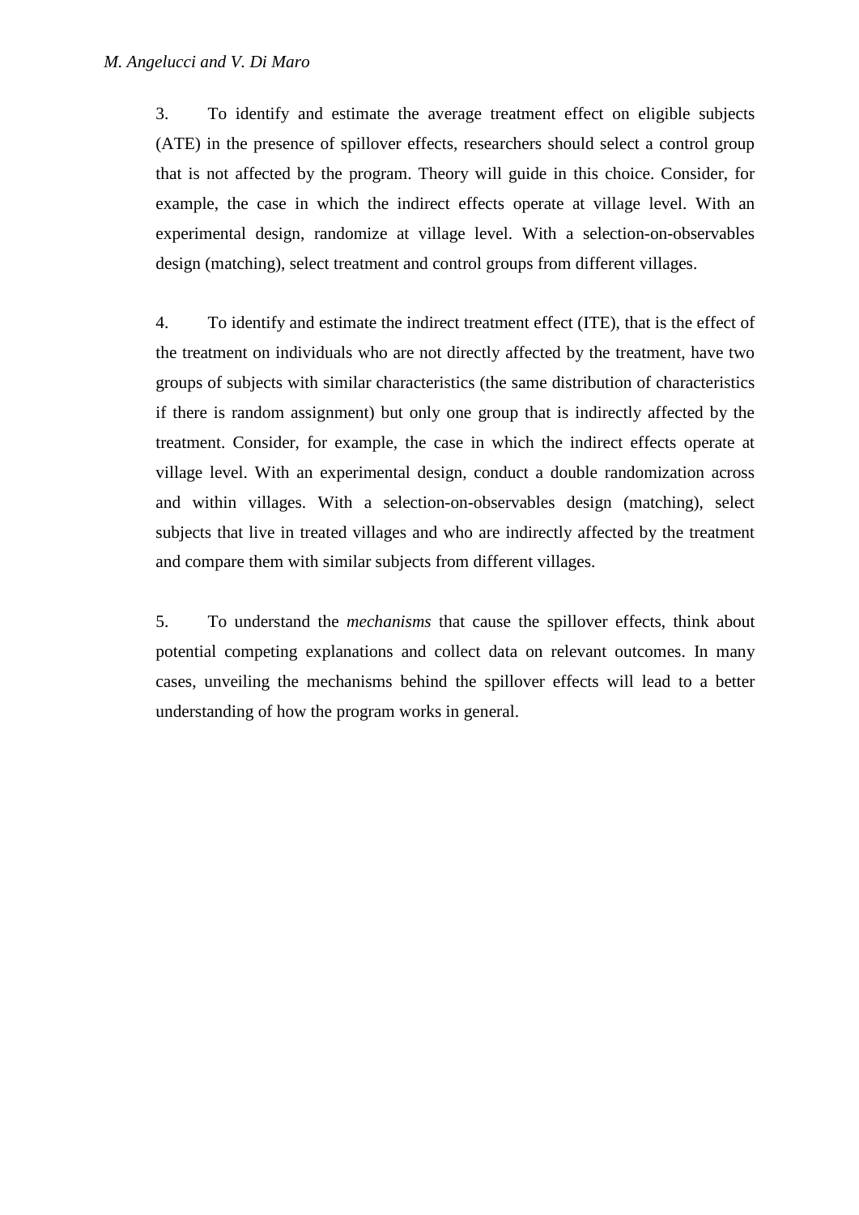3. To identify and estimate the average treatment effect on eligible subjects (ATE) in the presence of spillover effects, researchers should select a control group that is not affected by the program. Theory will guide in this choice. Consider, for example, the case in which the indirect effects operate at village level. With an experimental design, randomize at village level. With a selection-on-observables design (matching), select treatment and control groups from different villages.

4. To identify and estimate the indirect treatment effect (ITE), that is the effect of the treatment on individuals who are not directly affected by the treatment, have two groups of subjects with similar characteristics (the same distribution of characteristics if there is random assignment) but only one group that is indirectly affected by the treatment. Consider, for example, the case in which the indirect effects operate at village level. With an experimental design, conduct a double randomization across and within villages. With a selection-on-observables design (matching), select subjects that live in treated villages and who are indirectly affected by the treatment and compare them with similar subjects from different villages.

5. To understand the *mechanisms* that cause the spillover effects, think about potential competing explanations and collect data on relevant outcomes. In many cases, unveiling the mechanisms behind the spillover effects will lead to a better understanding of how the program works in general.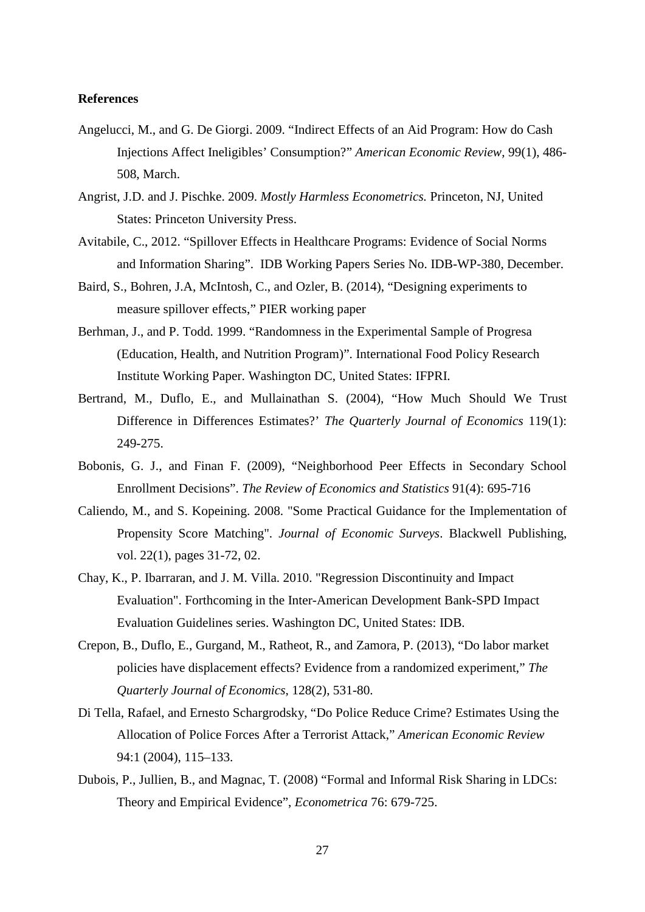**References**

Angelucci, M., and G. De Giorgi. 2009. "Indirect Effects of an Aid Program: How do Cash Injections Affect Ineligibles' Consumption?" *American Economic Review*, 99(1), 486-508, March.

Angrist, J.D. and J. Pischke. 2009. *Mostly Harmless Econometrics.* Princeton, NJ, United States: Princeton University Press.

Avitabile, C., 2012. "Spillover Effects in Healthcare Programs: Evidence of Social Norms and Information Sharing". IDB Working Papers Series No. IDB-WP-380, December.

Baird, S., Bohren, J.A, McIntosh, C., and Ozler, B. (2014), "Designing experiments to measure spillover effects," PIER working paper

Berhman, J., and P. Todd. 1999. "Randomness in the Experimental Sample of Progresa (Education, Health, and Nutrition Program)". International Food Policy Research Institute Working Paper. Washington DC, United States: IFPRI.

Bertrand, M., Duflo, E., and Mullainathan S. (2004), "How Much Should We Trust Difference in Differences Estimates?' *The Quarterly Journal of Economics* 119(1): 249-275.

Bobonis, G. J., and Finan F. (2009), "Neighborhood Peer Effects in Secondary School Enrollment Decisions". *The Review of Economics and Statistics* 91(4): 695-716

Caliendo, M., and S. Kopeining. 2008. "Some Practical Guidance for the Implementation of Propensity Score Matching". *Journal of Economic Surveys*. Blackwell Publishing, vol. 22(1), pages 31-72, 02.

Chay, K., P. Ibarraran, and J. M. Villa. 2010. "Regression Discontinuity and Impact Evaluation". Forthcoming in the Inter-American Development Bank-SPD Impact Evaluation Guidelines series. Washington DC, United States: IDB.

Crepon, B., Duflo, E., Gurgand, M., Ratheot, R., and Zamora, P. (2013), "Do labor market policies have displacement effects? Evidence from a randomized experiment," *The Quarterly Journal of Economics*, 128(2), 531-80.

Di Tella, Rafael, and Ernesto Schargrodsky, "Do Police Reduce Crime? Estimates Using the Allocation of Police Forces After a Terrorist Attack," *American Economic Review* 94:1 (2004), 115–133.

Dubois, P., Jullien, B., and Magnac, T. (2008) "Formal and Informal Risk Sharing in LDCs: Theory and Empirical Evidence", *Econometrica* 76: 679-725.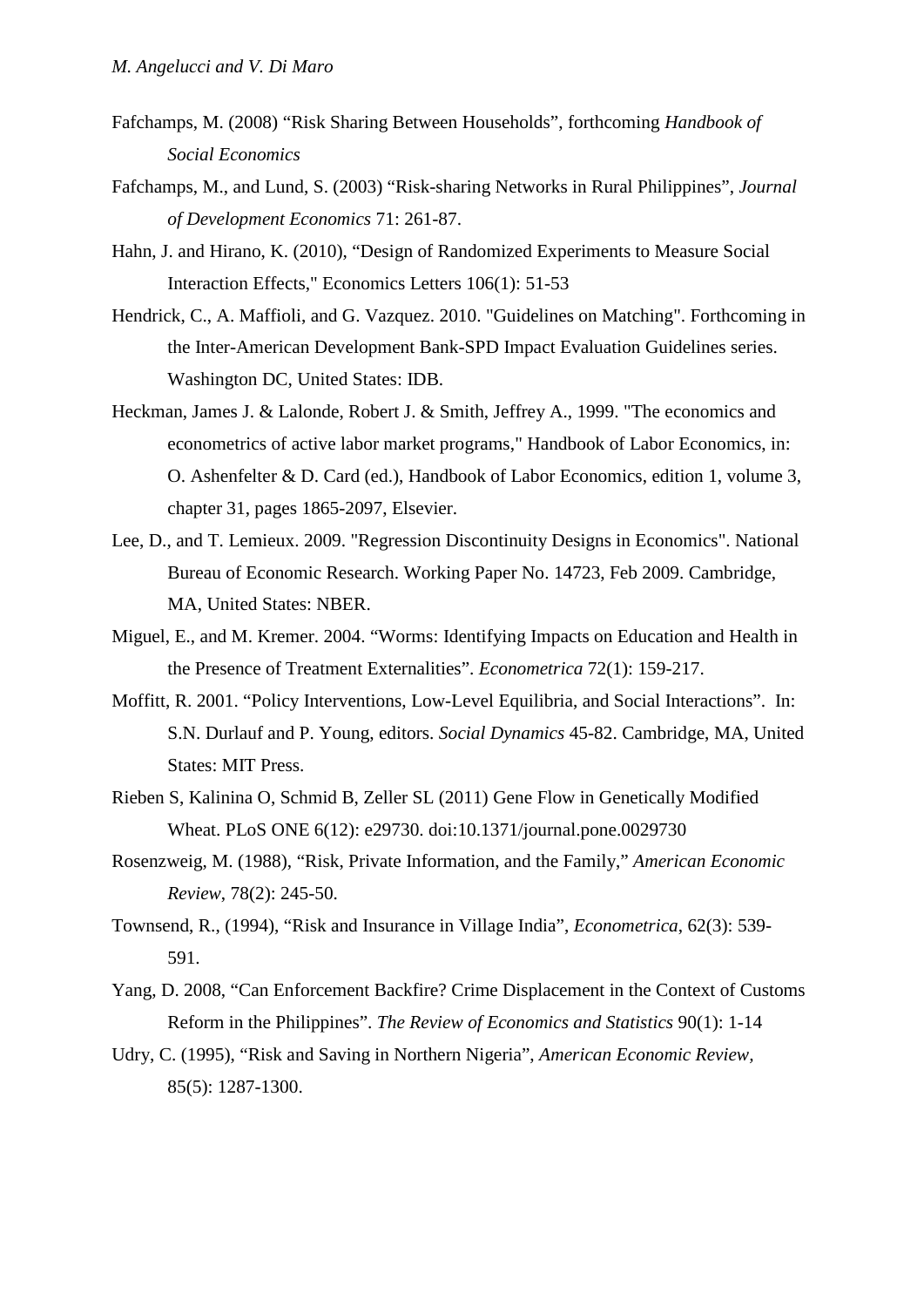Fafchamps, M. (2008) "Risk Sharing Between Households", forthcoming *Handbook of Social Economics*

Fafchamps, M., and Lund, S. (2003) "Risk-sharing Networks in Rural Philippines", *Journal of Development Economics* 71: 261-87.

Hahn, J. and Hirano, K. (2010), "Design of Randomized Experiments to Measure Social Interaction Effects," Economics Letters 106(1): 51-53

Hendrick, C., A. Maffioli, and G. Vazquez. 2010. "Guidelines on Matching". Forthcoming in the Inter-American Development Bank-SPD Impact Evaluation Guidelines series. Washington DC, United States: IDB.

Heckman, James J. & Lalonde, Robert J. & Smith, Jeffrey A., 1999. "The economics and econometrics of active labor market programs," Handbook of Labor Economics, in: O. Ashenfelter & D. Card (ed.), Handbook of Labor Economics, edition 1, volume 3, chapter 31, pages 1865-2097, Elsevier.

Lee, D., and T. Lemieux. 2009. "Regression Discontinuity Designs in Economics". National Bureau of Economic Research. Working Paper No. 14723, Feb 2009. Cambridge, MA, United States: NBER.

Miguel, E., and M. Kremer. 2004. "Worms: Identifying Impacts on Education and Health in the Presence of Treatment Externalities". *Econometrica* 72(1): 159-217.

Moffitt, R. 2001. "Policy Interventions, Low-Level Equilibria, and Social Interactions". In: S.N. Durlauf and P. Young, editors. *Social Dynamics* 45-82. Cambridge, MA, United States: MIT Press.

Rieben S, Kalinina O, Schmid B, Zeller SL (2011) Gene Flow in Genetically Modified Wheat. PLoS ONE 6(12): e29730. doi:10.1371/journal.pone.0029730

Rosenzweig, M. (1988), "Risk, Private Information, and the Family," *American Economic Review*, 78(2): 245-50.

Townsend, R., (1994), "Risk and Insurance in Village India", *Econometrica*, 62(3): 539-591.

Yang, D. 2008, "Can Enforcement Backfire? Crime Displacement in the Context of Customs Reform in the Philippines". *The Review of Economics and Statistics* 90(1): 1-14

Udry, C. (1995), "Risk and Saving in Northern Nigeria", *American Economic Review*, 85(5): 1287-1300.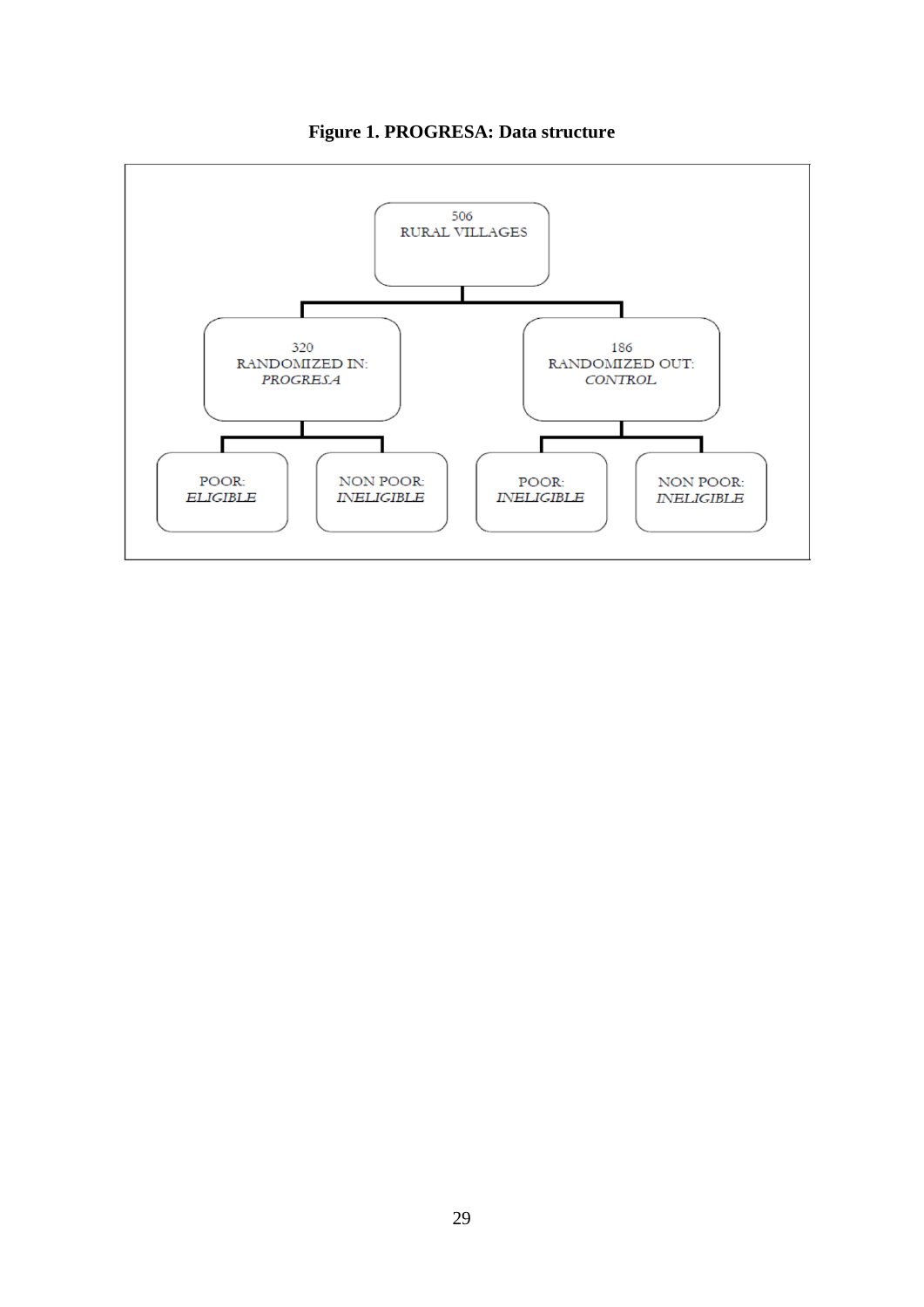**Figure 1. PROGRESA: Data structure**

- 506 RURAL VILLAGES
  - 320 RANDOMIZED IN: *PROGRESA*
    - POOR: *ELIGIBLE*
    - NON POOR: *INELIGIBLE*
  - 186 RANDOMIZED OUT: *CONTROL*
    - POOR: *INELIGIBLE*
    - NON POOR: *INELIGIBLE*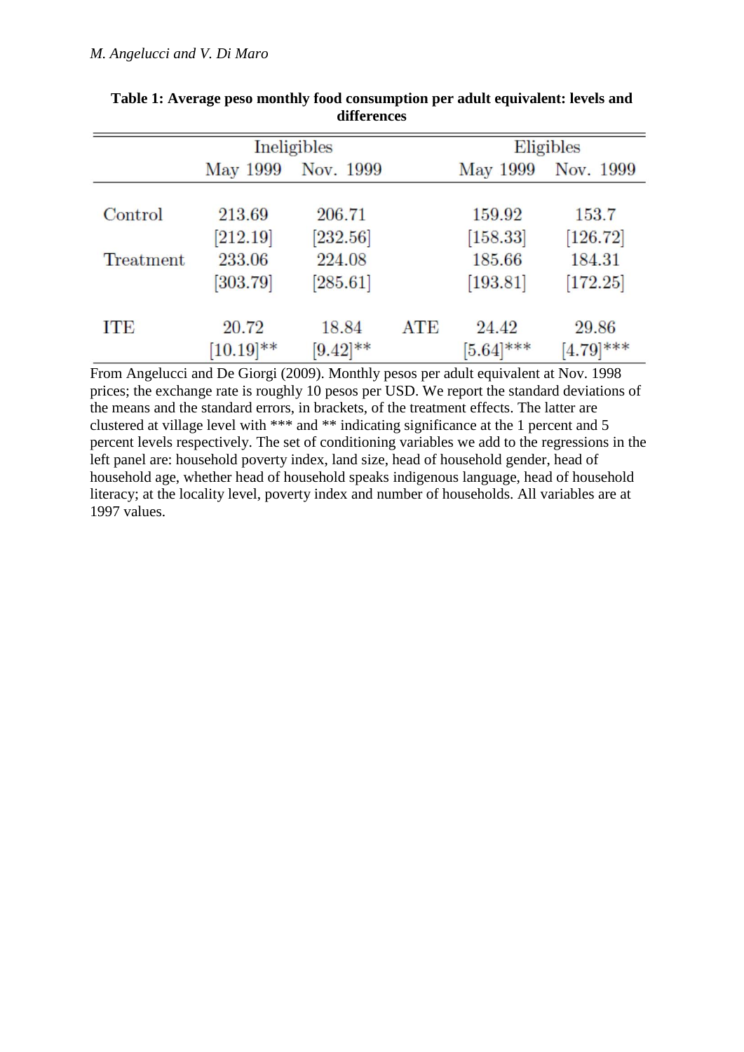**Table 1: Average peso monthly food consumption per adult equivalent: levels and differences**

| | Ineligibles | | | Eligibles | |
|---|---|---|---|---|---|
| | May 1999 | Nov. 1999 | | May 1999 | Nov. 1999 |
| Control | 213.69 | 206.71 | | 159.92 | 153.7 |
| | [212.19] | [232.56] | | [158.33] | [126.72] |
| Treatment | 233.06 | 224.08 | | 185.66 | 184.31 |
| | [303.79] | [285.61] | | [193.81] | [172.25] |
| ITE | 20.72 | 18.84 | ATE | 24.42 | 29.86 |
| | [10.19]** | [9.42]** | | [5.64]*** | [4.79]*** |

From Angelucci and De Giorgi (2009). Monthly pesos per adult equivalent at Nov. 1998 prices; the exchange rate is roughly 10 pesos per USD. We report the standard deviations of the means and the standard errors, in brackets, of the treatment effects. The latter are clustered at village level with *** and ** indicating significance at the 1 percent and 5 percent levels respectively. The set of conditioning variables we add to the regressions in the left panel are: household poverty index, land size, head of household gender, head of household age, whether head of household speaks indigenous language, head of household literacy; at the locality level, poverty index and number of households. All variables are at 1997 values.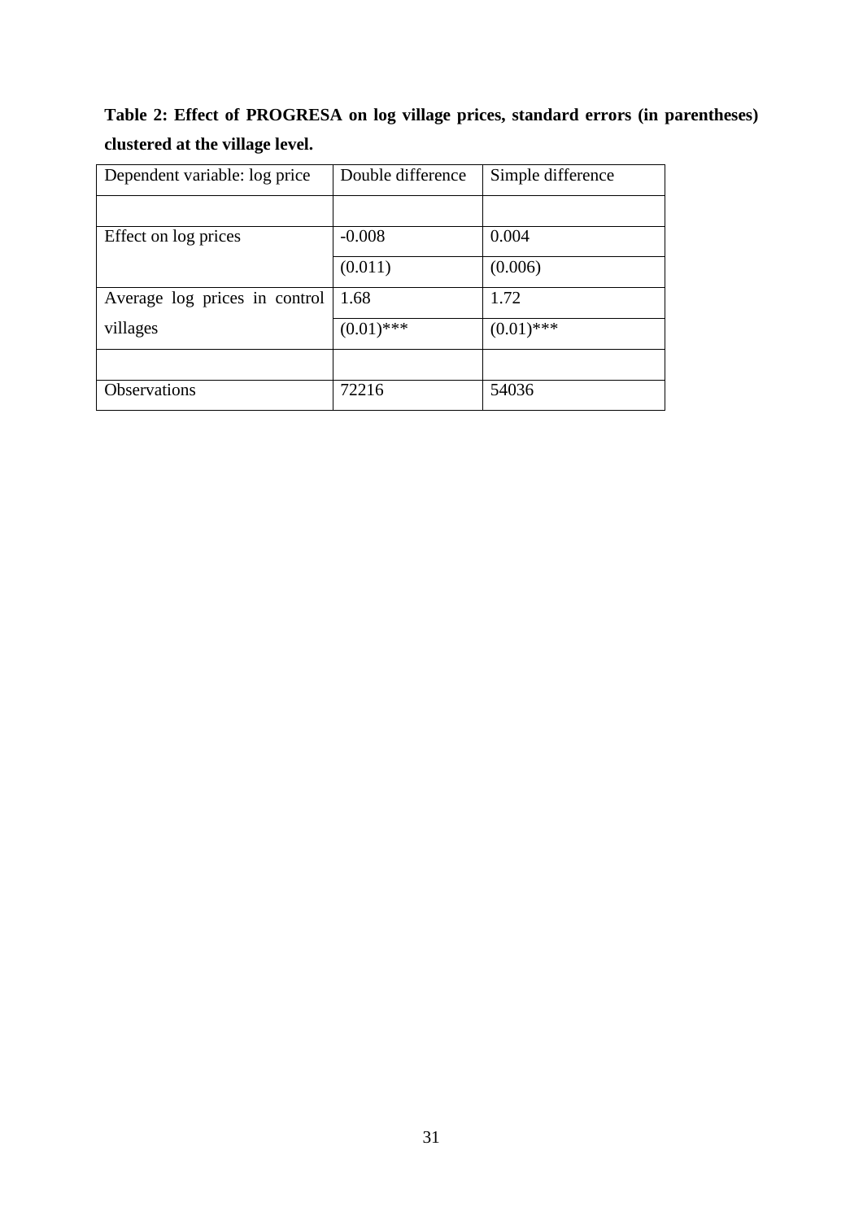**Table 2: Effect of PROGRESA on log village prices, standard errors (in parentheses) clustered at the village level.**

| Dependent variable: log price | Double difference | Simple difference |
|---|---|---|
| | | |
| Effect on log prices | -0.008 | 0.004 |
| | (0.011) | (0.006) |
| Average log prices in control | 1.68 | 1.72 |
| villages | (0.01)*** | (0.01)*** |
| | | |
| Observations | 72216 | 54036 |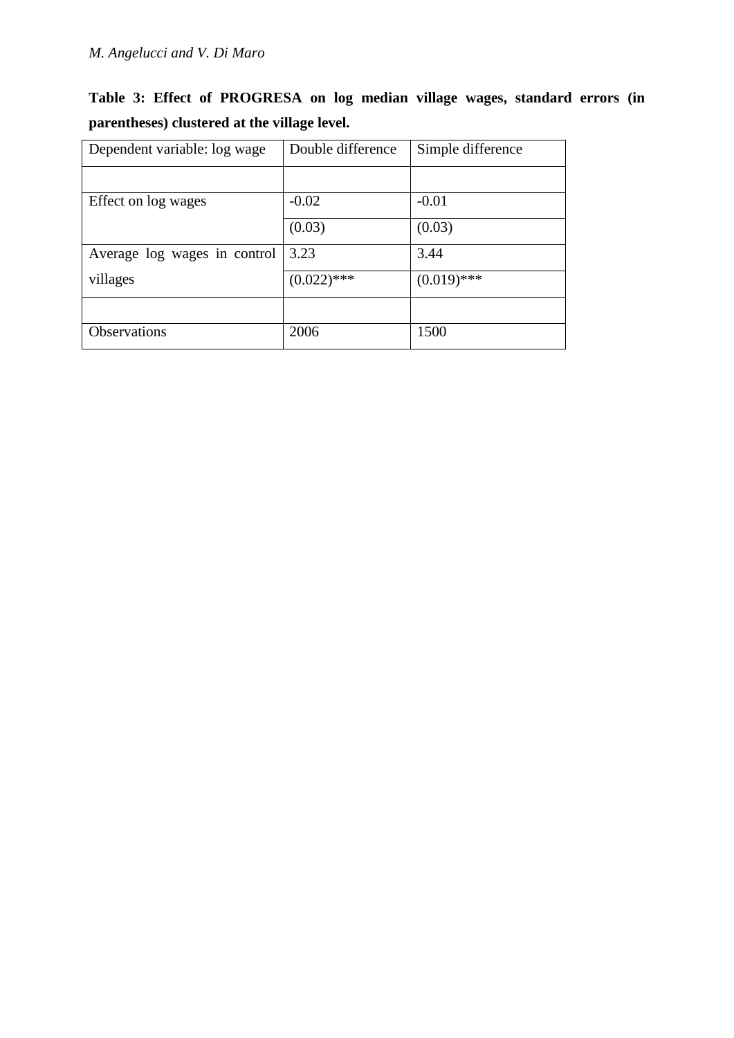**Table 3: Effect of PROGRESA on log median village wages, standard errors (in parentheses) clustered at the village level.**

| Dependent variable: log wage | Double difference | Simple difference |
|---|---|---|
| | | |
| Effect on log wages | -0.02 | -0.01 |
| | (0.03) | (0.03) |
| Average log wages in control villages | 3.23 | 3.44 |
| | (0.022)*** | (0.019)*** |
| | | |
| Observations | 2006 | 1500 |